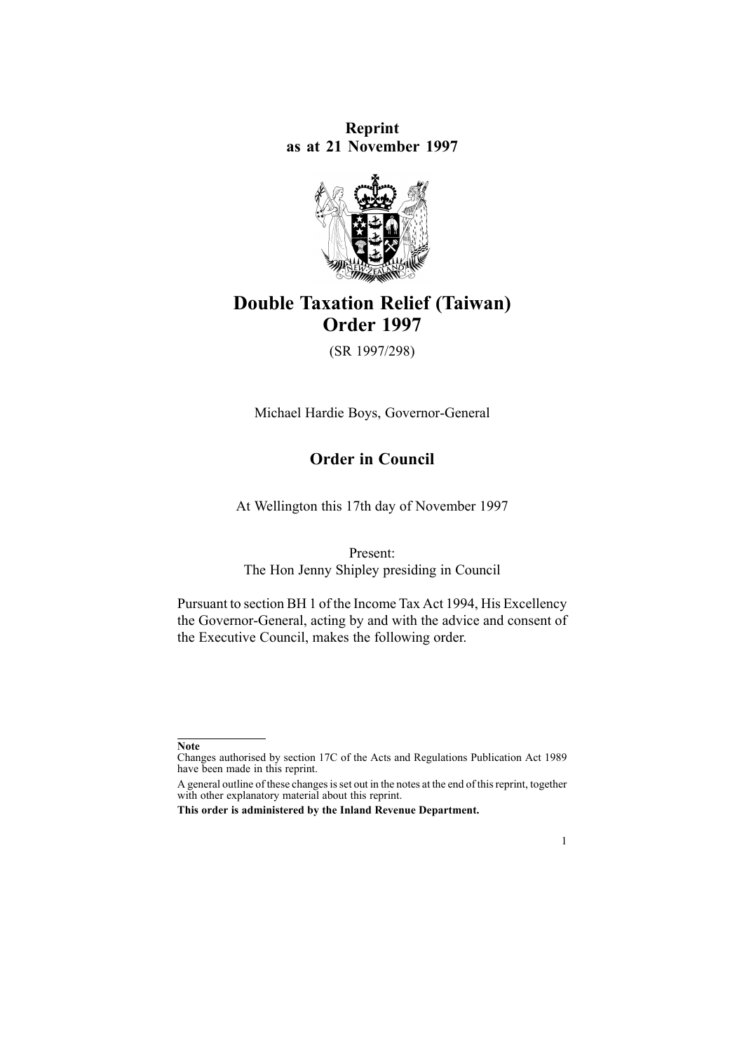**Reprint as at 21 November 1997**

# Double Taxation Relief (Taiwan) Order 1997

(SR 1997/298)

Michael Hardie Boys, Governor-General

## Order in Council

At Wellington this 17th day of November 1997

Present:
The Hon Jenny Shipley presiding in Council

Pursuant to section BH 1 of the Income Tax Act 1994, His Excellency the Governor-General, acting by and with the advice and consent of the Executive Council, makes the following order.

---

**Note**

Changes authorised by section 17C of the Acts and Regulations Publication Act 1989 have been made in this reprint.

A general outline of these changes is set out in the notes at the end of this reprint, together with other explanatory material about this reprint.

**This order is administered by the Inland Revenue Department.**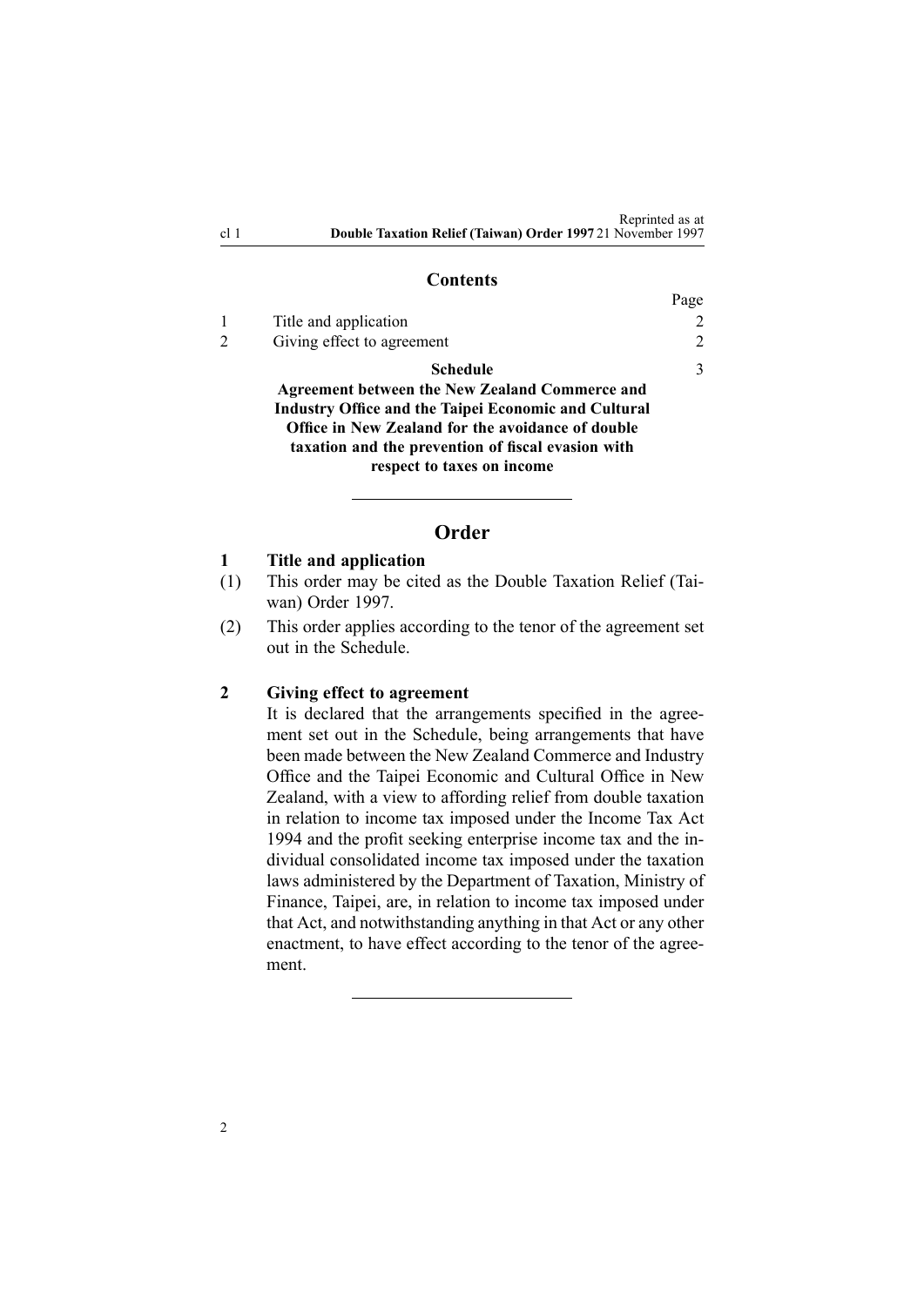## Contents

| | | Page |
|---|---|---|
| 1 | Title and application | 2 |
| 2 | Giving effect to agreement | 2 |
| | **Schedule** | 3 |
| | **Agreement between the New Zealand Commerce and Industry Office and the Taipei Economic and Cultural Office in New Zealand for the avoidance of double taxation and the prevention of fiscal evasion with respect to taxes on income** | |

# Order

### 1 Title and application

(1) This order may be cited as the Double Taxation Relief (Taiwan) Order 1997.

(2) This order applies according to the tenor of the agreement set out in the Schedule.

### 2 Giving effect to agreement

It is declared that the arrangements specified in the agreement set out in the Schedule, being arrangements that have been made between the New Zealand Commerce and Industry Office and the Taipei Economic and Cultural Office in New Zealand, with a view to affording relief from double taxation in relation to income tax imposed under the Income Tax Act 1994 and the profit seeking enterprise income tax and the individual consolidated income tax imposed under the taxation laws administered by the Department of Taxation, Ministry of Finance, Taipei, are, in relation to income tax imposed under that Act, and notwithstanding anything in that Act or any other enactment, to have effect according to the tenor of the agreement.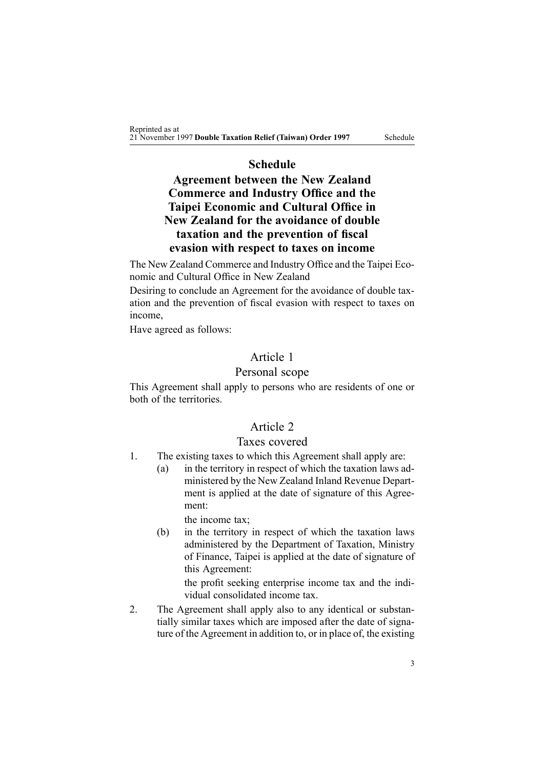# Schedule

## Agreement between the New Zealand Commerce and Industry Office and the Taipei Economic and Cultural Office in New Zealand for the avoidance of double taxation and the prevention of fiscal evasion with respect to taxes on income

The New Zealand Commerce and Industry Office and the Taipei Economic and Cultural Office in New Zealand

Desiring to conclude an Agreement for the avoidance of double taxation and the prevention of fiscal evasion with respect to taxes on income,

Have agreed as follows:

### Article 1

### Personal scope

This Agreement shall apply to persons who are residents of one or both of the territories.

### Article 2

### Taxes covered

1. The existing taxes to which this Agreement shall apply are:

   (a) in the territory in respect of which the taxation laws administered by the New Zealand Inland Revenue Department is applied at the date of signature of this Agreement:

   the income tax;

   (b) in the territory in respect of which the taxation laws administered by the Department of Taxation, Ministry of Finance, Taipei is applied at the date of signature of this Agreement:

   the profit seeking enterprise income tax and the individual consolidated income tax.

2. The Agreement shall apply also to any identical or substantially similar taxes which are imposed after the date of signature of the Agreement in addition to, or in place of, the existing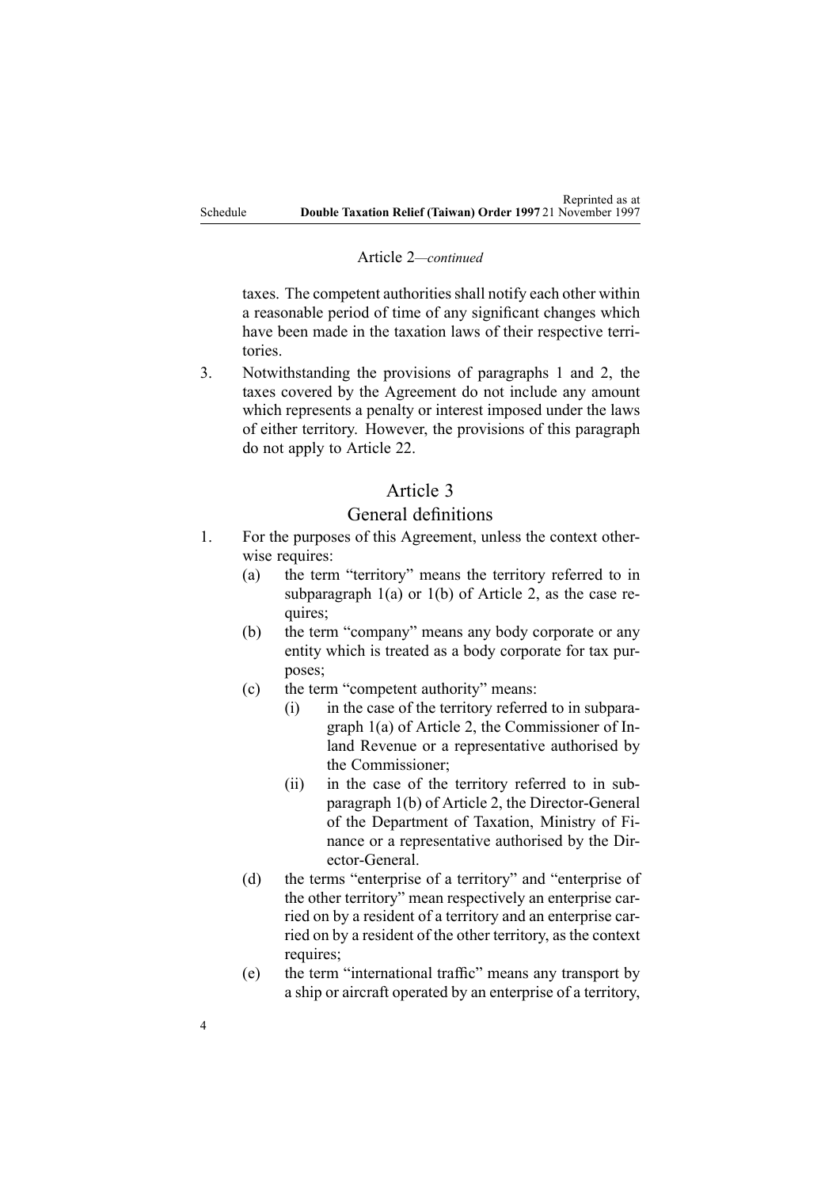Article 2—*continued*

taxes. The competent authorities shall notify each other within a reasonable period of time of any significant changes which have been made in the taxation laws of their respective territories.

3. Notwithstanding the provisions of paragraphs 1 and 2, the taxes covered by the Agreement do not include any amount which represents a penalty or interest imposed under the laws of either territory. However, the provisions of this paragraph do not apply to Article 22.

## Article 3

## General definitions

1. For the purposes of this Agreement, unless the context otherwise requires:
   - (a) the term "territory" means the territory referred to in subparagraph 1(a) or 1(b) of Article 2, as the case requires;
   - (b) the term "company" means any body corporate or any entity which is treated as a body corporate for tax purposes;
   - (c) the term "competent authority" means:
     - (i) in the case of the territory referred to in subparagraph 1(a) of Article 2, the Commissioner of Inland Revenue or a representative authorised by the Commissioner;
     - (ii) in the case of the territory referred to in subparagraph 1(b) of Article 2, the Director-General of the Department of Taxation, Ministry of Finance or a representative authorised by the Director-General.
   - (d) the terms "enterprise of a territory" and "enterprise of the other territory" mean respectively an enterprise carried on by a resident of a territory and an enterprise carried on by a resident of the other territory, as the context requires;
   - (e) the term "international traffic" means any transport by a ship or aircraft operated by an enterprise of a territory,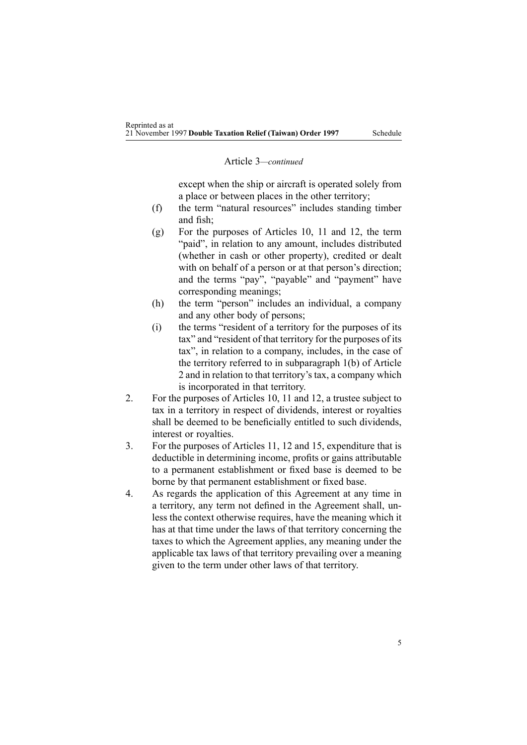Article 3—*continued*

except when the ship or aircraft is operated solely from a place or between places in the other territory;

(f) the term "natural resources" includes standing timber and fish;

(g) For the purposes of Articles 10, 11 and 12, the term "paid", in relation to any amount, includes distributed (whether in cash or other property), credited or dealt with on behalf of a person or at that person's direction; and the terms "pay", "payable" and "payment" have corresponding meanings;

(h) the term "person" includes an individual, a company and any other body of persons;

(i) the terms "resident of a territory for the purposes of its tax" and "resident of that territory for the purposes of its tax", in relation to a company, includes, in the case of the territory referred to in subparagraph 1(b) of Article 2 and in relation to that territory's tax, a company which is incorporated in that territory.

2. For the purposes of Articles 10, 11 and 12, a trustee subject to tax in a territory in respect of dividends, interest or royalties shall be deemed to be beneficially entitled to such dividends, interest or royalties.

3. For the purposes of Articles 11, 12 and 15, expenditure that is deductible in determining income, profits or gains attributable to a permanent establishment or fixed base is deemed to be borne by that permanent establishment or fixed base.

4. As regards the application of this Agreement at any time in a territory, any term not defined in the Agreement shall, unless the context otherwise requires, have the meaning which it has at that time under the laws of that territory concerning the taxes to which the Agreement applies, any meaning under the applicable tax laws of that territory prevailing over a meaning given to the term under other laws of that territory.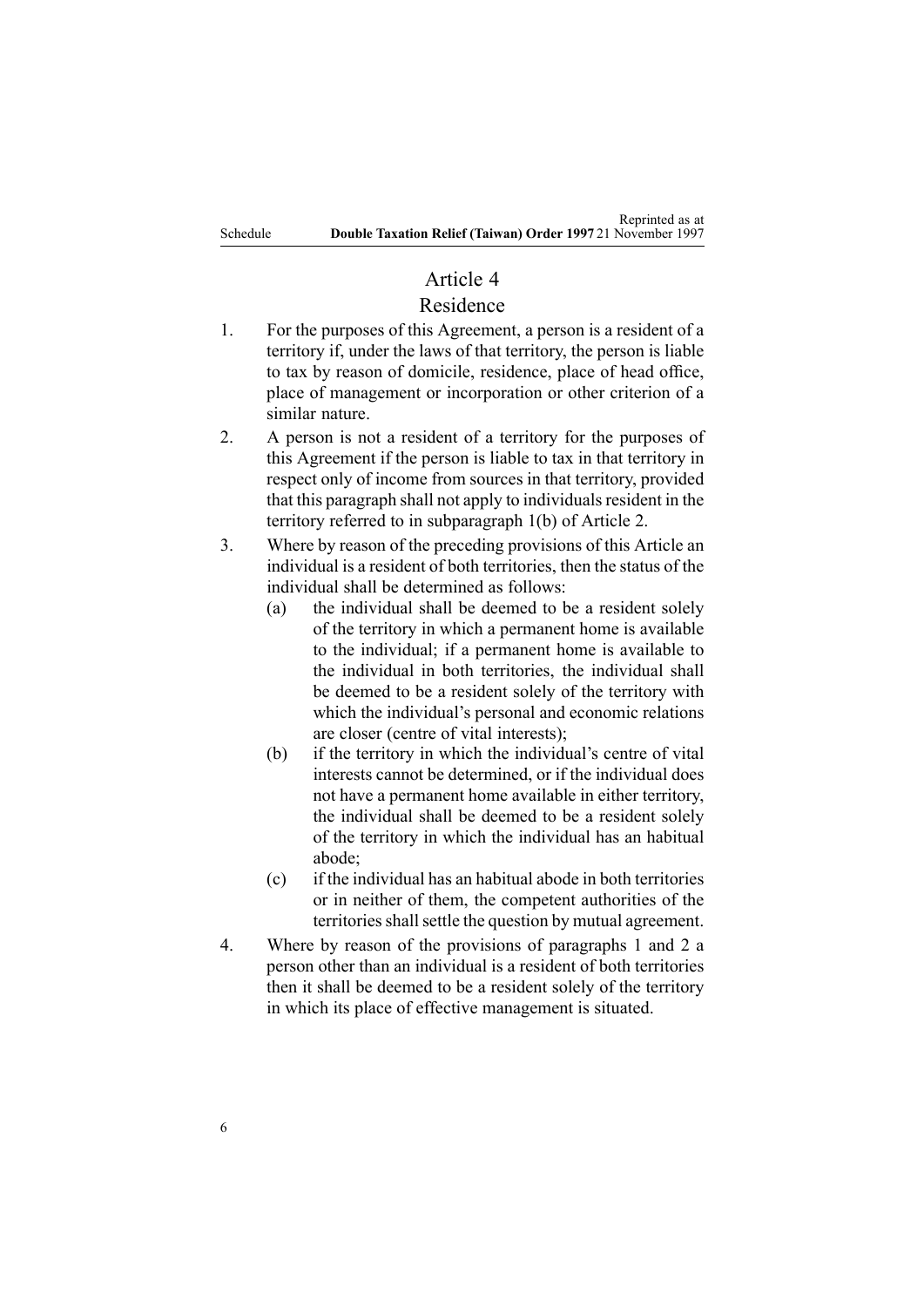## Article 4

### Residence

1. For the purposes of this Agreement, a person is a resident of a territory if, under the laws of that territory, the person is liable to tax by reason of domicile, residence, place of head office, place of management or incorporation or other criterion of a similar nature.

2. A person is not a resident of a territory for the purposes of this Agreement if the person is liable to tax in that territory in respect only of income from sources in that territory, provided that this paragraph shall not apply to individuals resident in the territory referred to in subparagraph 1(b) of Article 2.

3. Where by reason of the preceding provisions of this Article an individual is a resident of both territories, then the status of the individual shall be determined as follows:
   (a) the individual shall be deemed to be a resident solely of the territory in which a permanent home is available to the individual; if a permanent home is available to the individual in both territories, the individual shall be deemed to be a resident solely of the territory with which the individual's personal and economic relations are closer (centre of vital interests);
   (b) if the territory in which the individual's centre of vital interests cannot be determined, or if the individual does not have a permanent home available in either territory, the individual shall be deemed to be a resident solely of the territory in which the individual has an habitual abode;
   (c) if the individual has an habitual abode in both territories or in neither of them, the competent authorities of the territories shall settle the question by mutual agreement.

4. Where by reason of the provisions of paragraphs 1 and 2 a person other than an individual is a resident of both territories then it shall be deemed to be a resident solely of the territory in which its place of effective management is situated.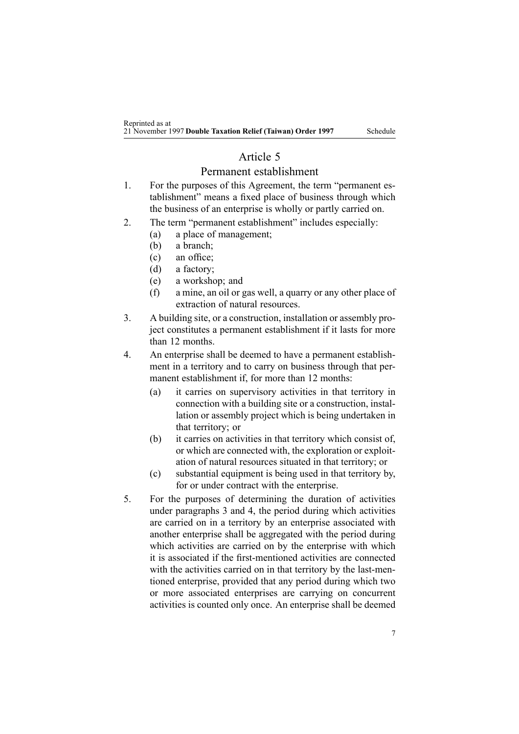## Article 5

### Permanent establishment

1. For the purposes of this Agreement, the term "permanent establishment" means a fixed place of business through which the business of an enterprise is wholly or partly carried on.
2. The term "permanent establishment" includes especially:
   - (a) a place of management;
   - (b) a branch;
   - (c) an office;
   - (d) a factory;
   - (e) a workshop; and
   - (f) a mine, an oil or gas well, a quarry or any other place of extraction of natural resources.
3. A building site, or a construction, installation or assembly project constitutes a permanent establishment if it lasts for more than 12 months.
4. An enterprise shall be deemed to have a permanent establishment in a territory and to carry on business through that permanent establishment if, for more than 12 months:
   - (a) it carries on supervisory activities in that territory in connection with a building site or a construction, installation or assembly project which is being undertaken in that territory; or
   - (b) it carries on activities in that territory which consist of, or which are connected with, the exploration or exploitation of natural resources situated in that territory; or
   - (c) substantial equipment is being used in that territory by, for or under contract with the enterprise.
5. For the purposes of determining the duration of activities under paragraphs 3 and 4, the period during which activities are carried on in a territory by an enterprise associated with another enterprise shall be aggregated with the period during which activities are carried on by the enterprise with which it is associated if the first-mentioned activities are connected with the activities carried on in that territory by the last-mentioned enterprise, provided that any period during which two or more associated enterprises are carrying on concurrent activities is counted only once. An enterprise shall be deemed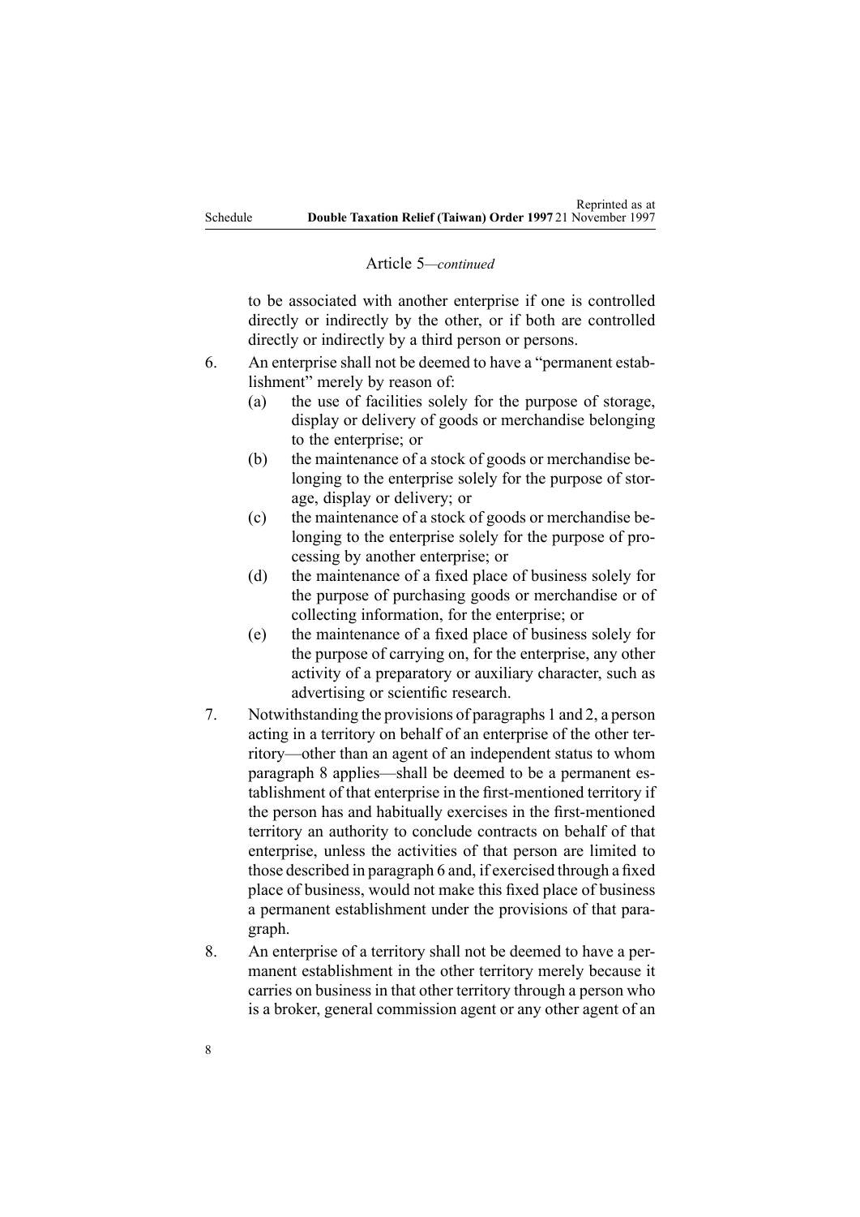Article 5—*continued*

to be associated with another enterprise if one is controlled directly or indirectly by the other, or if both are controlled directly or indirectly by a third person or persons.

6. An enterprise shall not be deemed to have a "permanent establishment" merely by reason of:
   (a) the use of facilities solely for the purpose of storage, display or delivery of goods or merchandise belonging to the enterprise; or
   (b) the maintenance of a stock of goods or merchandise belonging to the enterprise solely for the purpose of storage, display or delivery; or
   (c) the maintenance of a stock of goods or merchandise belonging to the enterprise solely for the purpose of processing by another enterprise; or
   (d) the maintenance of a fixed place of business solely for the purpose of purchasing goods or merchandise or of collecting information, for the enterprise; or
   (e) the maintenance of a fixed place of business solely for the purpose of carrying on, for the enterprise, any other activity of a preparatory or auxiliary character, such as advertising or scientific research.

7. Notwithstanding the provisions of paragraphs 1 and 2, a person acting in a territory on behalf of an enterprise of the other territory—other than an agent of an independent status to whom paragraph 8 applies—shall be deemed to be a permanent establishment of that enterprise in the first-mentioned territory if the person has and habitually exercises in the first-mentioned territory an authority to conclude contracts on behalf of that enterprise, unless the activities of that person are limited to those described in paragraph 6 and, if exercised through a fixed place of business, would not make this fixed place of business a permanent establishment under the provisions of that paragraph.

8. An enterprise of a territory shall not be deemed to have a permanent establishment in the other territory merely because it carries on business in that other territory through a person who is a broker, general commission agent or any other agent of an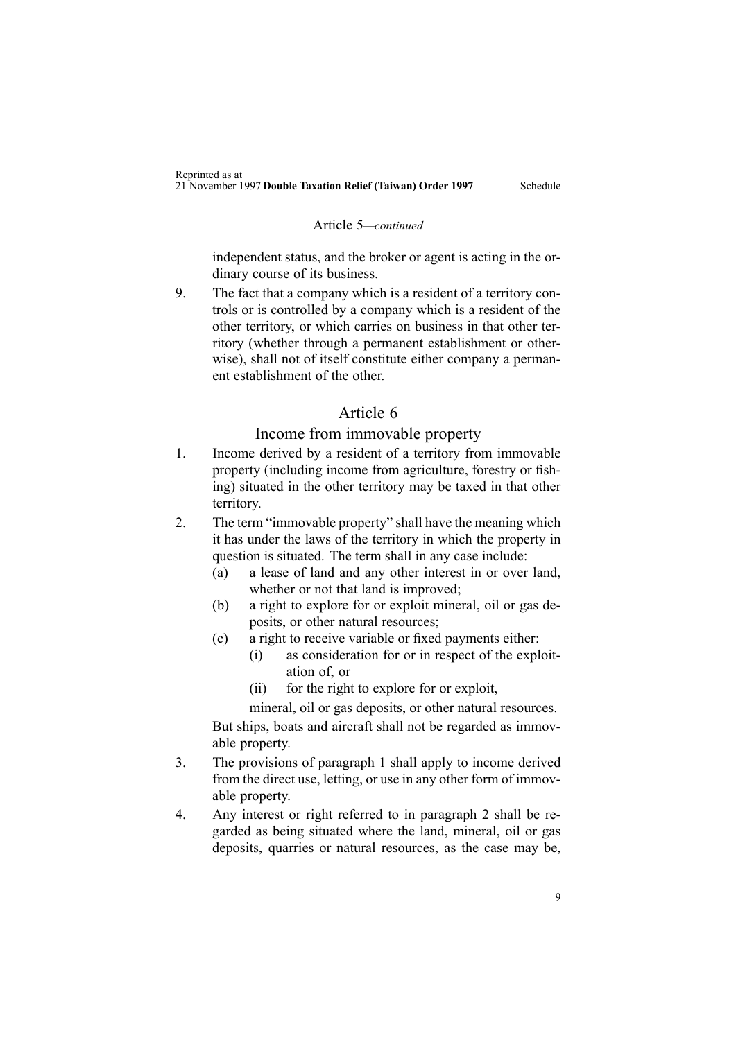Article 5—*continued*

independent status, and the broker or agent is acting in the ordinary course of its business.

9. The fact that a company which is a resident of a territory controls or is controlled by a company which is a resident of the other territory, or which carries on business in that other territory (whether through a permanent establishment or otherwise), shall not of itself constitute either company a permanent establishment of the other.

## Article 6

### Income from immovable property

1. Income derived by a resident of a territory from immovable property (including income from agriculture, forestry or fishing) situated in the other territory may be taxed in that other territory.
2. The term "immovable property" shall have the meaning which it has under the laws of the territory in which the property in question is situated. The term shall in any case include:
   - (a) a lease of land and any other interest in or over land, whether or not that land is improved;
   - (b) a right to explore for or exploit mineral, oil or gas deposits, or other natural resources;
   - (c) a right to receive variable or fixed payments either:
     - (i) as consideration for or in respect of the exploitation of, or
     - (ii) for the right to explore for or exploit,

     mineral, oil or gas deposits, or other natural resources.

   But ships, boats and aircraft shall not be regarded as immovable property.
3. The provisions of paragraph 1 shall apply to income derived from the direct use, letting, or use in any other form of immovable property.
4. Any interest or right referred to in paragraph 2 shall be regarded as being situated where the land, mineral, oil or gas deposits, quarries or natural resources, as the case may be,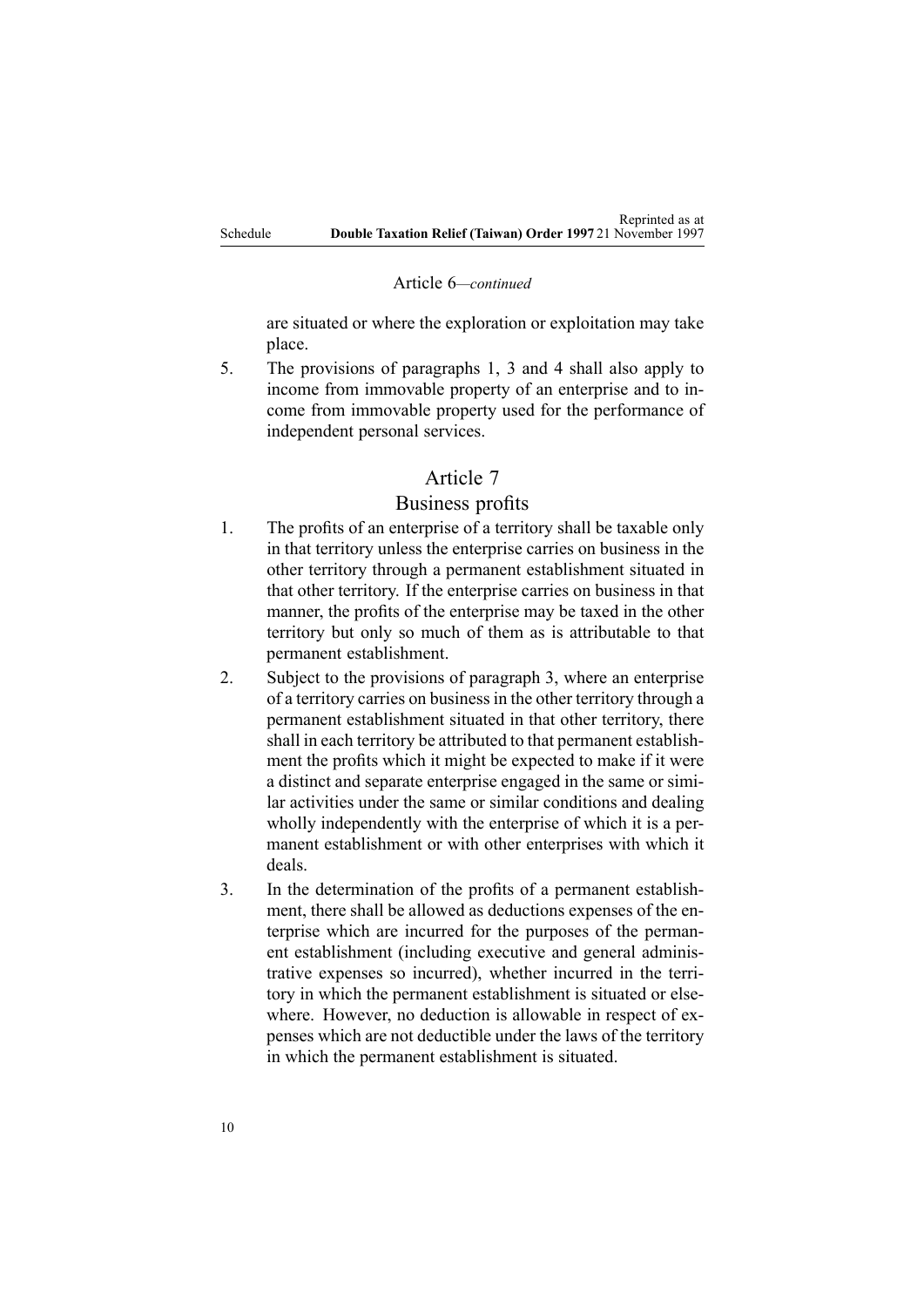Article 6—*continued*

are situated or where the exploration or exploitation may take place.

5. The provisions of paragraphs 1, 3 and 4 shall also apply to income from immovable property of an enterprise and to income from immovable property used for the performance of independent personal services.

## Article 7

## Business profits

1. The profits of an enterprise of a territory shall be taxable only in that territory unless the enterprise carries on business in the other territory through a permanent establishment situated in that other territory. If the enterprise carries on business in that manner, the profits of the enterprise may be taxed in the other territory but only so much of them as is attributable to that permanent establishment.
2. Subject to the provisions of paragraph 3, where an enterprise of a territory carries on business in the other territory through a permanent establishment situated in that other territory, there shall in each territory be attributed to that permanent establishment the profits which it might be expected to make if it were a distinct and separate enterprise engaged in the same or similar activities under the same or similar conditions and dealing wholly independently with the enterprise of which it is a permanent establishment or with other enterprises with which it deals.
3. In the determination of the profits of a permanent establishment, there shall be allowed as deductions expenses of the enterprise which are incurred for the purposes of the permanent establishment (including executive and general administrative expenses so incurred), whether incurred in the territory in which the permanent establishment is situated or elsewhere. However, no deduction is allowable in respect of expenses which are not deductible under the laws of the territory in which the permanent establishment is situated.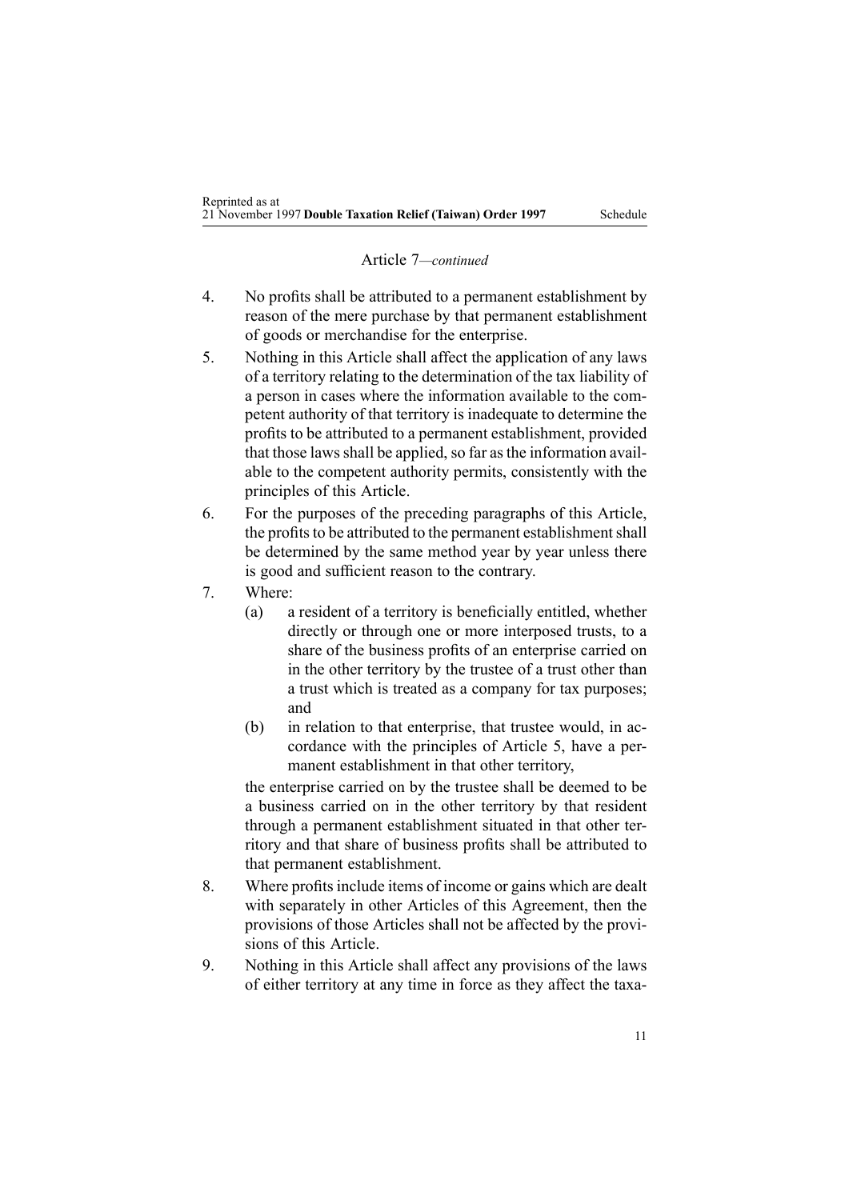Article 7*—continued*

4. No profits shall be attributed to a permanent establishment by reason of the mere purchase by that permanent establishment of goods or merchandise for the enterprise.
5. Nothing in this Article shall affect the application of any laws of a territory relating to the determination of the tax liability of a person in cases where the information available to the competent authority of that territory is inadequate to determine the profits to be attributed to a permanent establishment, provided that those laws shall be applied, so far as the information available to the competent authority permits, consistently with the principles of this Article.
6. For the purposes of the preceding paragraphs of this Article, the profits to be attributed to the permanent establishment shall be determined by the same method year by year unless there is good and sufficient reason to the contrary.
7. Where:
   (a) a resident of a territory is beneficially entitled, whether directly or through one or more interposed trusts, to a share of the business profits of an enterprise carried on in the other territory by the trustee of a trust other than a trust which is treated as a company for tax purposes; and
   (b) in relation to that enterprise, that trustee would, in accordance with the principles of Article 5, have a permanent establishment in that other territory,

   the enterprise carried on by the trustee shall be deemed to be a business carried on in the other territory by that resident through a permanent establishment situated in that other territory and that share of business profits shall be attributed to that permanent establishment.
8. Where profits include items of income or gains which are dealt with separately in other Articles of this Agreement, then the provisions of those Articles shall not be affected by the provisions of this Article.
9. Nothing in this Article shall affect any provisions of the laws of either territory at any time in force as they affect the taxa-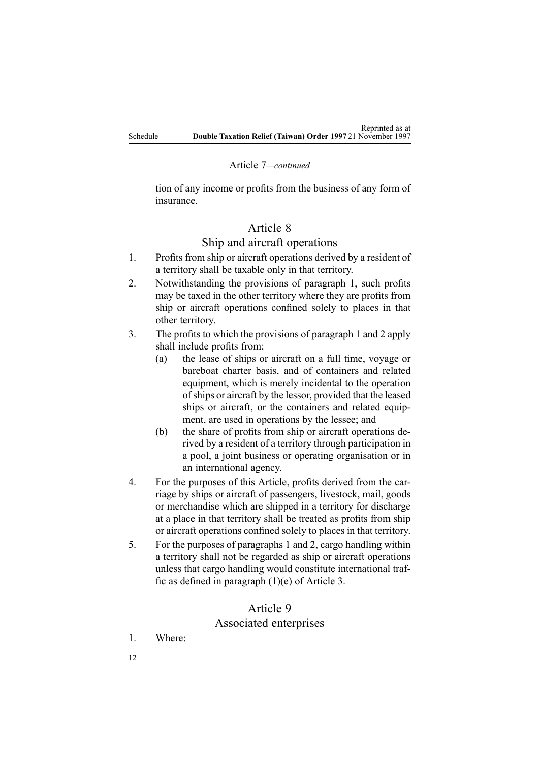Article 7*—continued*

tion of any income or profits from the business of any form of insurance.

## Article 8

## Ship and aircraft operations

1. Profits from ship or aircraft operations derived by a resident of a territory shall be taxable only in that territory.
2. Notwithstanding the provisions of paragraph 1, such profits may be taxed in the other territory where they are profits from ship or aircraft operations confined solely to places in that other territory.
3. The profits to which the provisions of paragraph 1 and 2 apply shall include profits from:
   - (a) the lease of ships or aircraft on a full time, voyage or bareboat charter basis, and of containers and related equipment, which is merely incidental to the operation of ships or aircraft by the lessor, provided that the leased ships or aircraft, or the containers and related equipment, are used in operations by the lessee; and
   - (b) the share of profits from ship or aircraft operations derived by a resident of a territory through participation in a pool, a joint business or operating organisation or in an international agency.
4. For the purposes of this Article, profits derived from the carriage by ships or aircraft of passengers, livestock, mail, goods or merchandise which are shipped in a territory for discharge at a place in that territory shall be treated as profits from ship or aircraft operations confined solely to places in that territory.
5. For the purposes of paragraphs 1 and 2, cargo handling within a territory shall not be regarded as ship or aircraft operations unless that cargo handling would constitute international traffic as defined in paragraph (1)(e) of Article 3.

## Article 9

## Associated enterprises

1. Where: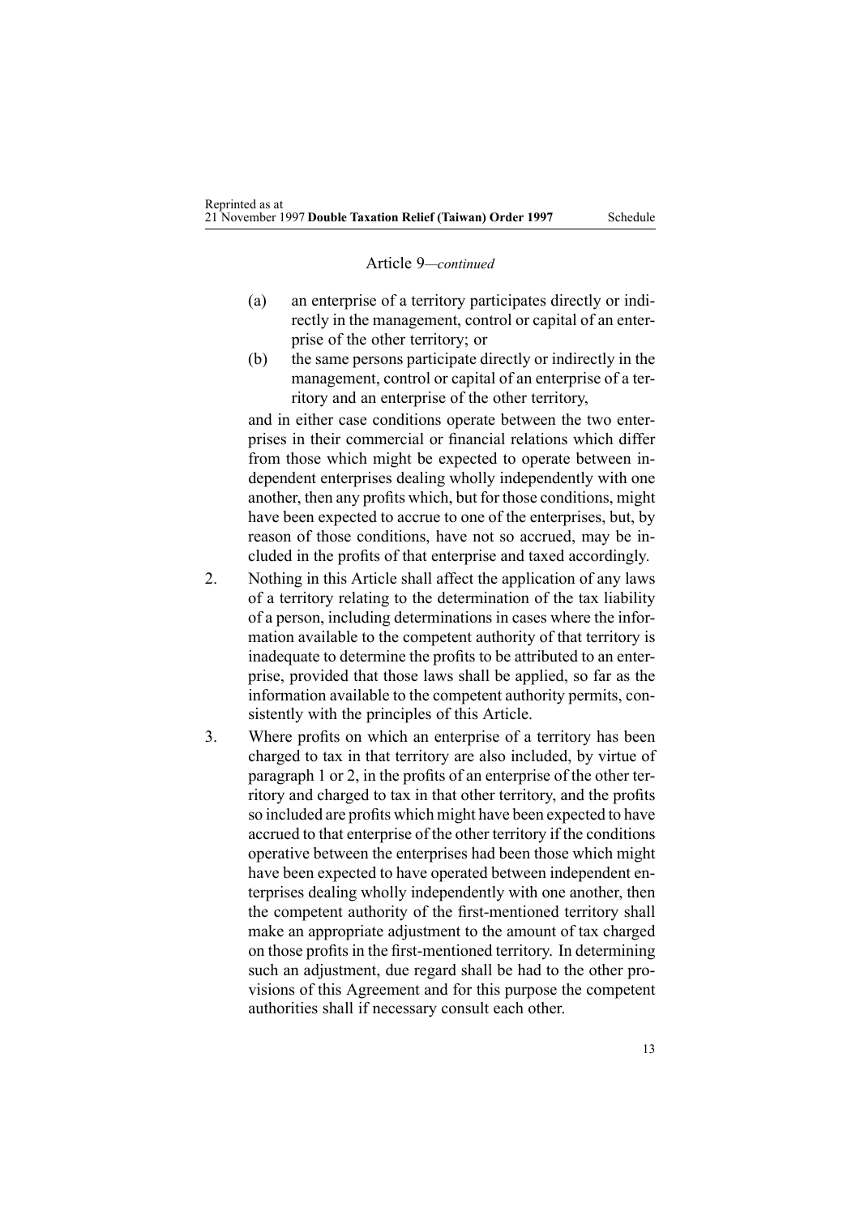Article 9—*continued*

(a) an enterprise of a territory participates directly or indirectly in the management, control or capital of an enterprise of the other territory; or

(b) the same persons participate directly or indirectly in the management, control or capital of an enterprise of a territory and an enterprise of the other territory,

and in either case conditions operate between the two enterprises in their commercial or financial relations which differ from those which might be expected to operate between independent enterprises dealing wholly independently with one another, then any profits which, but for those conditions, might have been expected to accrue to one of the enterprises, but, by reason of those conditions, have not so accrued, may be included in the profits of that enterprise and taxed accordingly.

2. Nothing in this Article shall affect the application of any laws of a territory relating to the determination of the tax liability of a person, including determinations in cases where the information available to the competent authority of that territory is inadequate to determine the profits to be attributed to an enterprise, provided that those laws shall be applied, so far as the information available to the competent authority permits, consistently with the principles of this Article.

3. Where profits on which an enterprise of a territory has been charged to tax in that territory are also included, by virtue of paragraph 1 or 2, in the profits of an enterprise of the other territory and charged to tax in that other territory, and the profits so included are profits which might have been expected to have accrued to that enterprise of the other territory if the conditions operative between the enterprises had been those which might have been expected to have operated between independent enterprises dealing wholly independently with one another, then the competent authority of the first-mentioned territory shall make an appropriate adjustment to the amount of tax charged on those profits in the first-mentioned territory. In determining such an adjustment, due regard shall be had to the other provisions of this Agreement and for this purpose the competent authorities shall if necessary consult each other.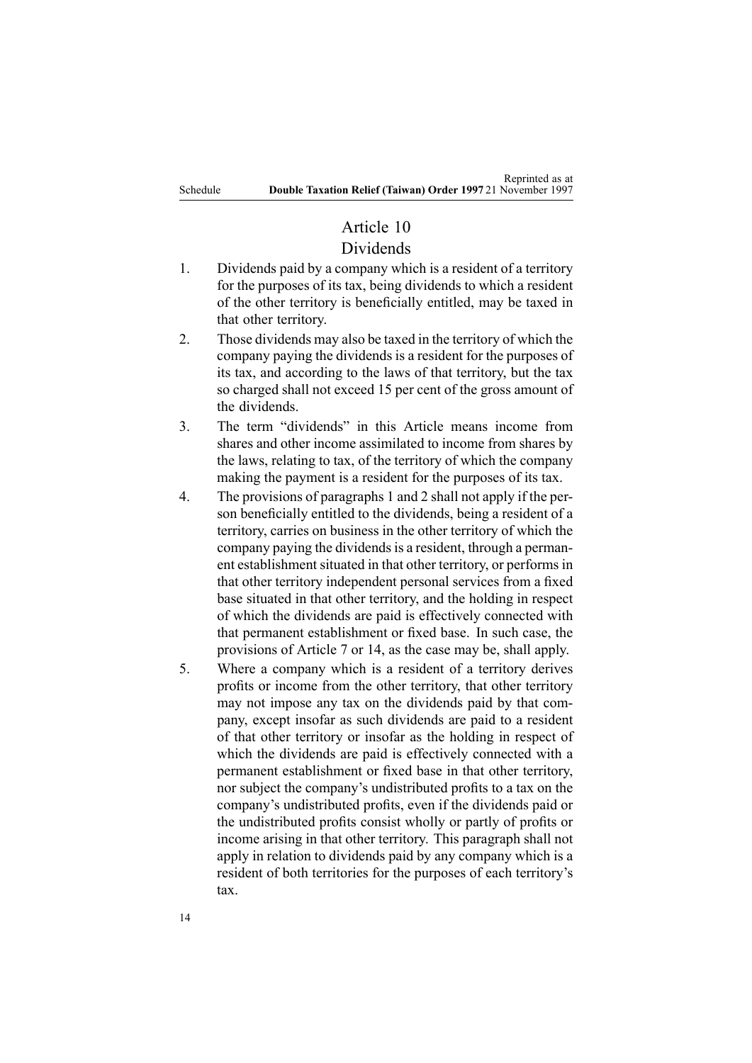## Article 10
## Dividends

1. Dividends paid by a company which is a resident of a territory for the purposes of its tax, being dividends to which a resident of the other territory is beneficially entitled, may be taxed in that other territory.

2. Those dividends may also be taxed in the territory of which the company paying the dividends is a resident for the purposes of its tax, and according to the laws of that territory, but the tax so charged shall not exceed 15 per cent of the gross amount of the dividends.

3. The term "dividends" in this Article means income from shares and other income assimilated to income from shares by the laws, relating to tax, of the territory of which the company making the payment is a resident for the purposes of its tax.

4. The provisions of paragraphs 1 and 2 shall not apply if the person beneficially entitled to the dividends, being a resident of a territory, carries on business in the other territory of which the company paying the dividends is a resident, through a permanent establishment situated in that other territory, or performs in that other territory independent personal services from a fixed base situated in that other territory, and the holding in respect of which the dividends are paid is effectively connected with that permanent establishment or fixed base. In such case, the provisions of Article 7 or 14, as the case may be, shall apply.

5. Where a company which is a resident of a territory derives profits or income from the other territory, that other territory may not impose any tax on the dividends paid by that company, except insofar as such dividends are paid to a resident of that other territory or insofar as the holding in respect of which the dividends are paid is effectively connected with a permanent establishment or fixed base in that other territory, nor subject the company's undistributed profits to a tax on the company's undistributed profits, even if the dividends paid or the undistributed profits consist wholly or partly of profits or income arising in that other territory. This paragraph shall not apply in relation to dividends paid by any company which is a resident of both territories for the purposes of each territory's tax.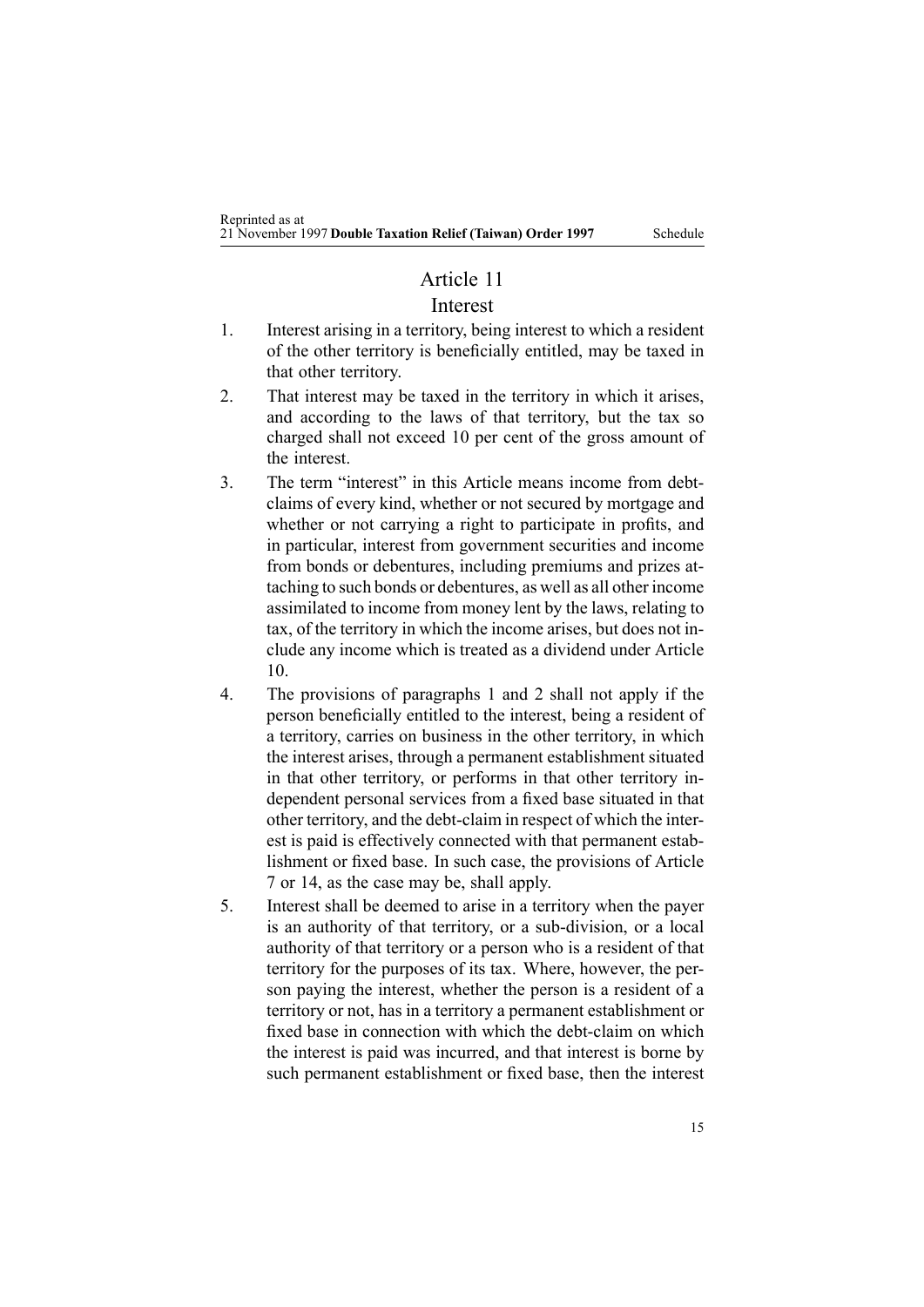## Article 11

### Interest

1. Interest arising in a territory, being interest to which a resident of the other territory is beneficially entitled, may be taxed in that other territory.
2. That interest may be taxed in the territory in which it arises, and according to the laws of that territory, but the tax so charged shall not exceed 10 per cent of the gross amount of the interest.
3. The term "interest" in this Article means income from debt-claims of every kind, whether or not secured by mortgage and whether or not carrying a right to participate in profits, and in particular, interest from government securities and income from bonds or debentures, including premiums and prizes attaching to such bonds or debentures, as well as all other income assimilated to income from money lent by the laws, relating to tax, of the territory in which the income arises, but does not include any income which is treated as a dividend under Article 10.
4. The provisions of paragraphs 1 and 2 shall not apply if the person beneficially entitled to the interest, being a resident of a territory, carries on business in the other territory, in which the interest arises, through a permanent establishment situated in that other territory, or performs in that other territory independent personal services from a fixed base situated in that other territory, and the debt-claim in respect of which the interest is paid is effectively connected with that permanent establishment or fixed base. In such case, the provisions of Article 7 or 14, as the case may be, shall apply.
5. Interest shall be deemed to arise in a territory when the payer is an authority of that territory, or a sub-division, or a local authority of that territory or a person who is a resident of that territory for the purposes of its tax. Where, however, the person paying the interest, whether the person is a resident of a territory or not, has in a territory a permanent establishment or fixed base in connection with which the debt-claim on which the interest is paid was incurred, and that interest is borne by such permanent establishment or fixed base, then the interest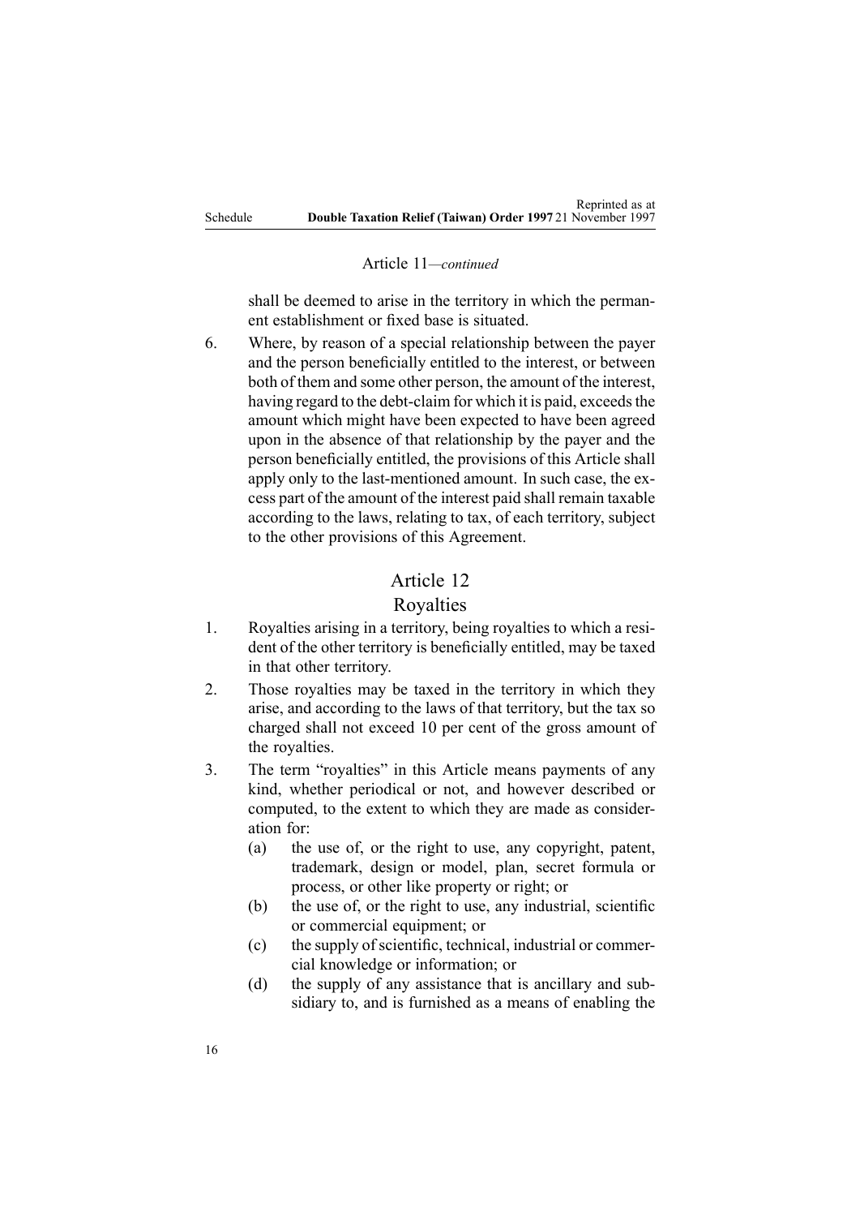Article 11—*continued*

shall be deemed to arise in the territory in which the permanent establishment or fixed base is situated.

6. Where, by reason of a special relationship between the payer and the person beneficially entitled to the interest, or between both of them and some other person, the amount of the interest, having regard to the debt-claim for which it is paid, exceeds the amount which might have been expected to have been agreed upon in the absence of that relationship by the payer and the person beneficially entitled, the provisions of this Article shall apply only to the last-mentioned amount. In such case, the excess part of the amount of the interest paid shall remain taxable according to the laws, relating to tax, of each territory, subject to the other provisions of this Agreement.

## Article 12

## Royalties

1. Royalties arising in a territory, being royalties to which a resident of the other territory is beneficially entitled, may be taxed in that other territory.
2. Those royalties may be taxed in the territory in which they arise, and according to the laws of that territory, but the tax so charged shall not exceed 10 per cent of the gross amount of the royalties.
3. The term "royalties" in this Article means payments of any kind, whether periodical or not, and however described or computed, to the extent to which they are made as consideration for:
   (a) the use of, or the right to use, any copyright, patent, trademark, design or model, plan, secret formula or process, or other like property or right; or
   (b) the use of, or the right to use, any industrial, scientific or commercial equipment; or
   (c) the supply of scientific, technical, industrial or commercial knowledge or information; or
   (d) the supply of any assistance that is ancillary and subsidiary to, and is furnished as a means of enabling the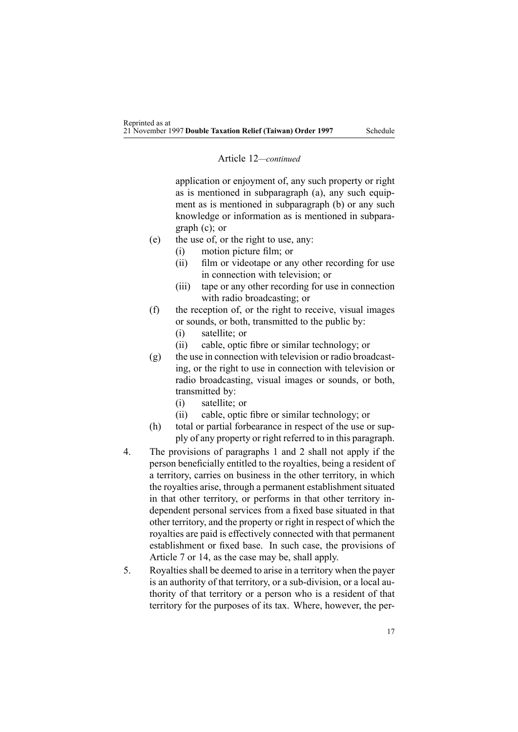Article 12—*continued*

application or enjoyment of, any such property or right as is mentioned in subparagraph (a), any such equipment as is mentioned in subparagraph (b) or any such knowledge or information as is mentioned in subparagraph (c); or

(e) the use of, or the right to use, any:
   (i) motion picture film; or
   (ii) film or videotape or any other recording for use in connection with television; or
   (iii) tape or any other recording for use in connection with radio broadcasting; or

(f) the reception of, or the right to receive, visual images or sounds, or both, transmitted to the public by:
   (i) satellite; or
   (ii) cable, optic fibre or similar technology; or

(g) the use in connection with television or radio broadcasting, or the right to use in connection with television or radio broadcasting, visual images or sounds, or both, transmitted by:
   (i) satellite; or
   (ii) cable, optic fibre or similar technology; or

(h) total or partial forbearance in respect of the use or supply of any property or right referred to in this paragraph.

4. The provisions of paragraphs 1 and 2 shall not apply if the person beneficially entitled to the royalties, being a resident of a territory, carries on business in the other territory, in which the royalties arise, through a permanent establishment situated in that other territory, or performs in that other territory independent personal services from a fixed base situated in that other territory, and the property or right in respect of which the royalties are paid is effectively connected with that permanent establishment or fixed base. In such case, the provisions of Article 7 or 14, as the case may be, shall apply.

5. Royalties shall be deemed to arise in a territory when the payer is an authority of that territory, or a sub-division, or a local authority of that territory or a person who is a resident of that territory for the purposes of its tax. Where, however, the per-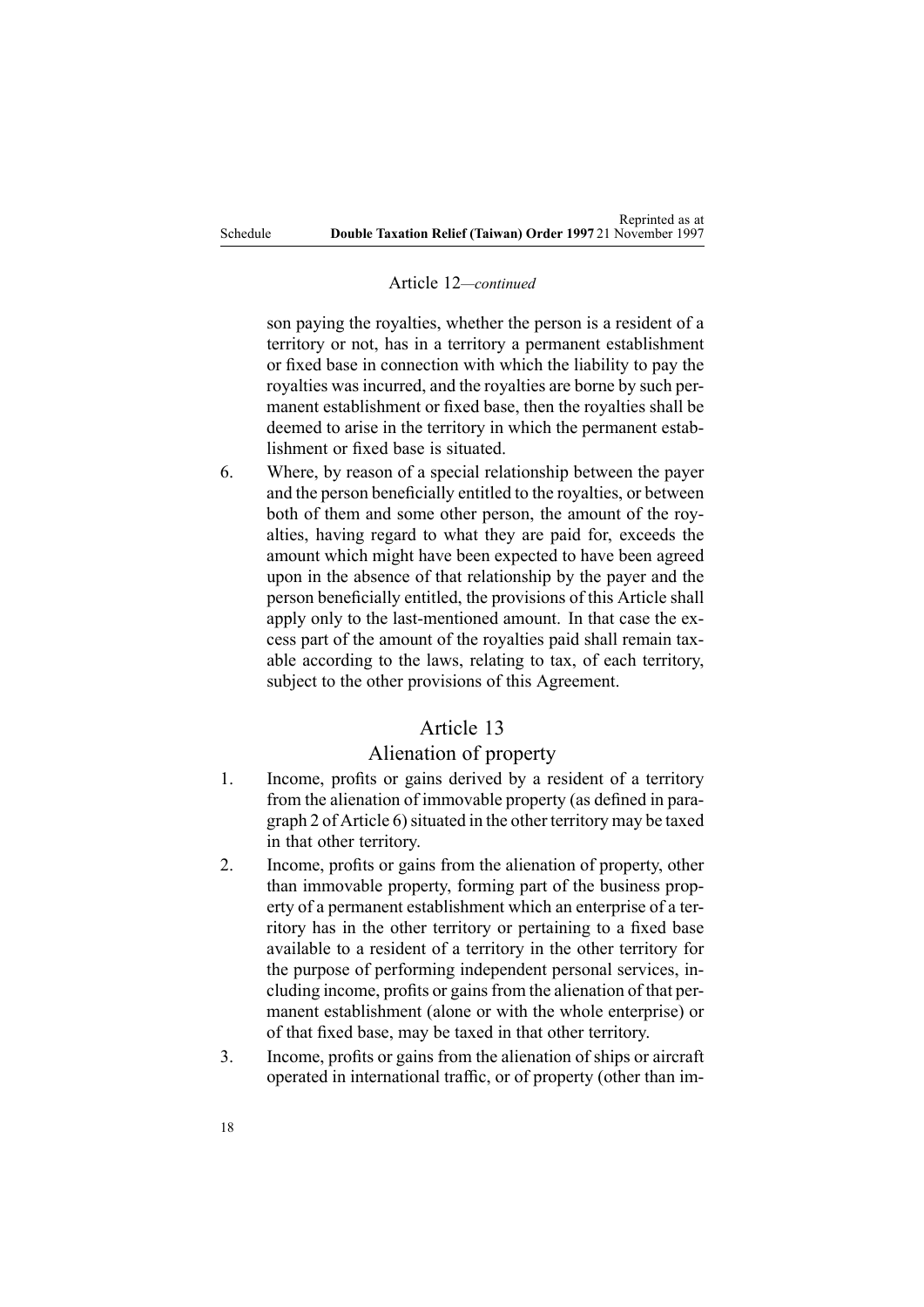Article 12—*continued*

son paying the royalties, whether the person is a resident of a territory or not, has in a territory a permanent establishment or fixed base in connection with which the liability to pay the royalties was incurred, and the royalties are borne by such permanent establishment or fixed base, then the royalties shall be deemed to arise in the territory in which the permanent establishment or fixed base is situated.

6. Where, by reason of a special relationship between the payer and the person beneficially entitled to the royalties, or between both of them and some other person, the amount of the royalties, having regard to what they are paid for, exceeds the amount which might have been expected to have been agreed upon in the absence of that relationship by the payer and the person beneficially entitled, the provisions of this Article shall apply only to the last-mentioned amount. In that case the excess part of the amount of the royalties paid shall remain taxable according to the laws, relating to tax, of each territory, subject to the other provisions of this Agreement.

## Article 13

## Alienation of property

1. Income, profits or gains derived by a resident of a territory from the alienation of immovable property (as defined in paragraph 2 of Article 6) situated in the other territory may be taxed in that other territory.
2. Income, profits or gains from the alienation of property, other than immovable property, forming part of the business property of a permanent establishment which an enterprise of a territory has in the other territory or pertaining to a fixed base available to a resident of a territory in the other territory for the purpose of performing independent personal services, including income, profits or gains from the alienation of that permanent establishment (alone or with the whole enterprise) or of that fixed base, may be taxed in that other territory.
3. Income, profits or gains from the alienation of ships or aircraft operated in international traffic, or of property (other than im-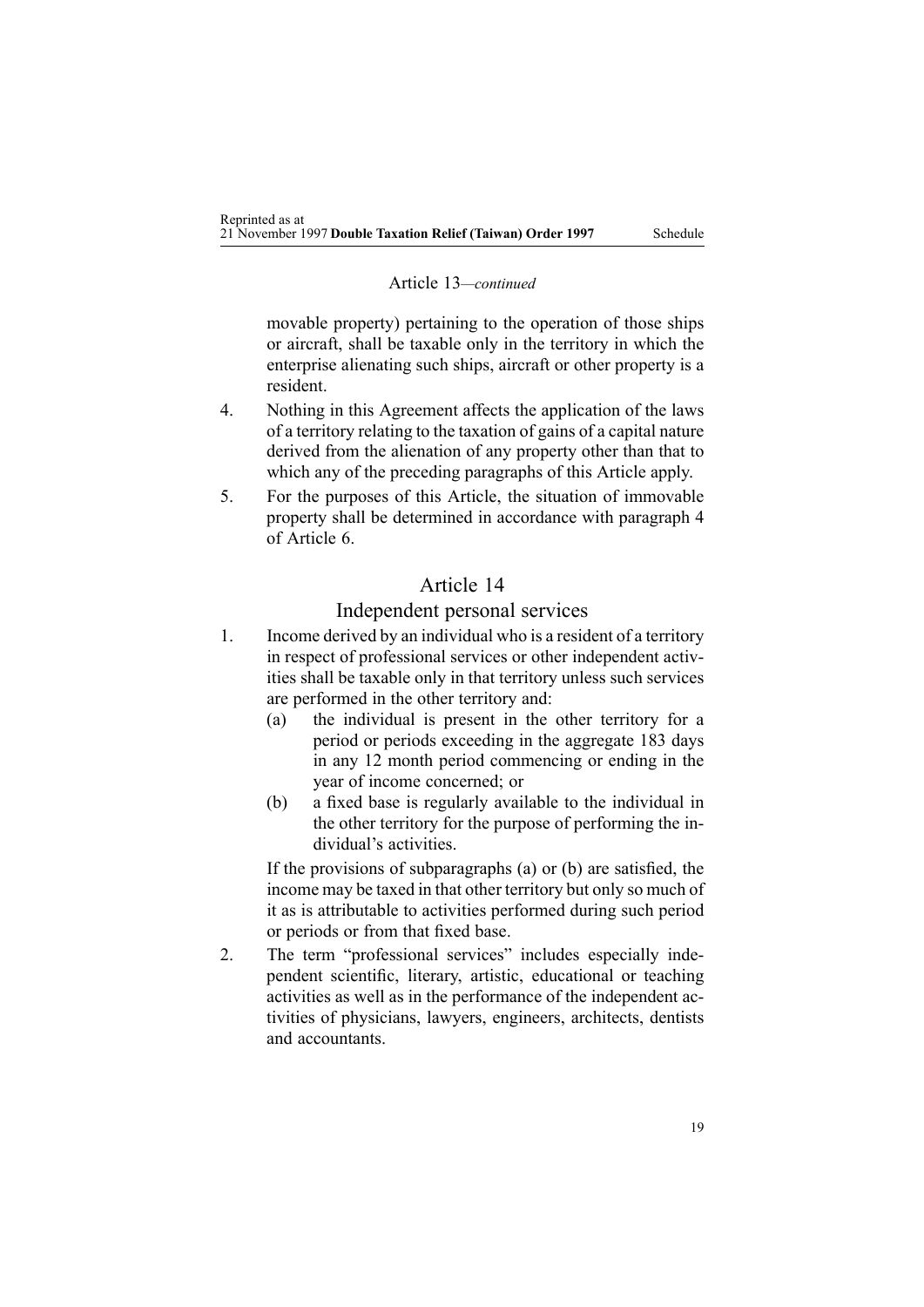Article 13—*continued*

movable property) pertaining to the operation of those ships or aircraft, shall be taxable only in the territory in which the enterprise alienating such ships, aircraft or other property is a resident.

4. Nothing in this Agreement affects the application of the laws of a territory relating to the taxation of gains of a capital nature derived from the alienation of any property other than that to which any of the preceding paragraphs of this Article apply.

5. For the purposes of this Article, the situation of immovable property shall be determined in accordance with paragraph 4 of Article 6.

## Article 14

### Independent personal services

1. Income derived by an individual who is a resident of a territory in respect of professional services or other independent activities shall be taxable only in that territory unless such services are performed in the other territory and:
   (a) the individual is present in the other territory for a period or periods exceeding in the aggregate 183 days in any 12 month period commencing or ending in the year of income concerned; or
   (b) a fixed base is regularly available to the individual in the other territory for the purpose of performing the individual's activities.

   If the provisions of subparagraphs (a) or (b) are satisfied, the income may be taxed in that other territory but only so much of it as is attributable to activities performed during such period or periods or from that fixed base.

2. The term "professional services" includes especially independent scientific, literary, artistic, educational or teaching activities as well as in the performance of the independent activities of physicians, lawyers, engineers, architects, dentists and accountants.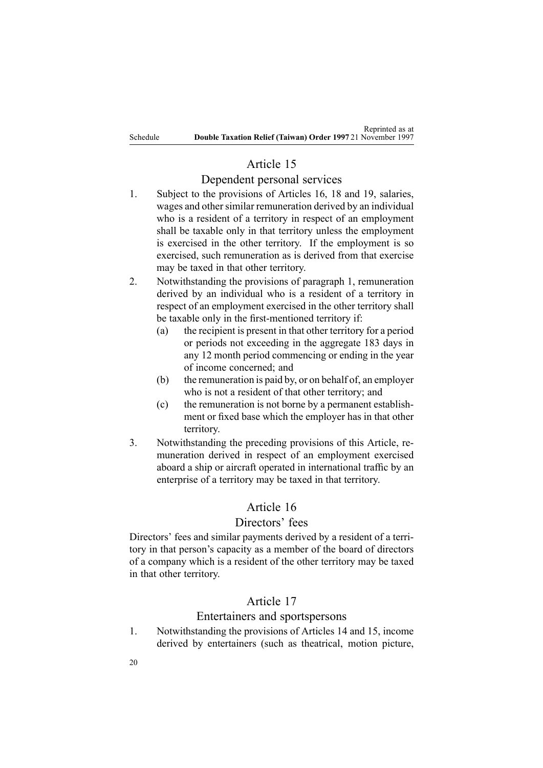## Article 15

### Dependent personal services

1. Subject to the provisions of Articles 16, 18 and 19, salaries, wages and other similar remuneration derived by an individual who is a resident of a territory in respect of an employment shall be taxable only in that territory unless the employment is exercised in the other territory. If the employment is so exercised, such remuneration as is derived from that exercise may be taxed in that other territory.

2. Notwithstanding the provisions of paragraph 1, remuneration derived by an individual who is a resident of a territory in respect of an employment exercised in the other territory shall be taxable only in the first-mentioned territory if:
   (a) the recipient is present in that other territory for a period or periods not exceeding in the aggregate 183 days in any 12 month period commencing or ending in the year of income concerned; and
   (b) the remuneration is paid by, or on behalf of, an employer who is not a resident of that other territory; and
   (c) the remuneration is not borne by a permanent establishment or fixed base which the employer has in that other territory.

3. Notwithstanding the preceding provisions of this Article, remuneration derived in respect of an employment exercised aboard a ship or aircraft operated in international traffic by an enterprise of a territory may be taxed in that territory.

## Article 16

### Directors' fees

Directors' fees and similar payments derived by a resident of a territory in that person's capacity as a member of the board of directors of a company which is a resident of the other territory may be taxed in that other territory.

## Article 17

### Entertainers and sportspersons

1. Notwithstanding the provisions of Articles 14 and 15, income derived by entertainers (such as theatrical, motion picture,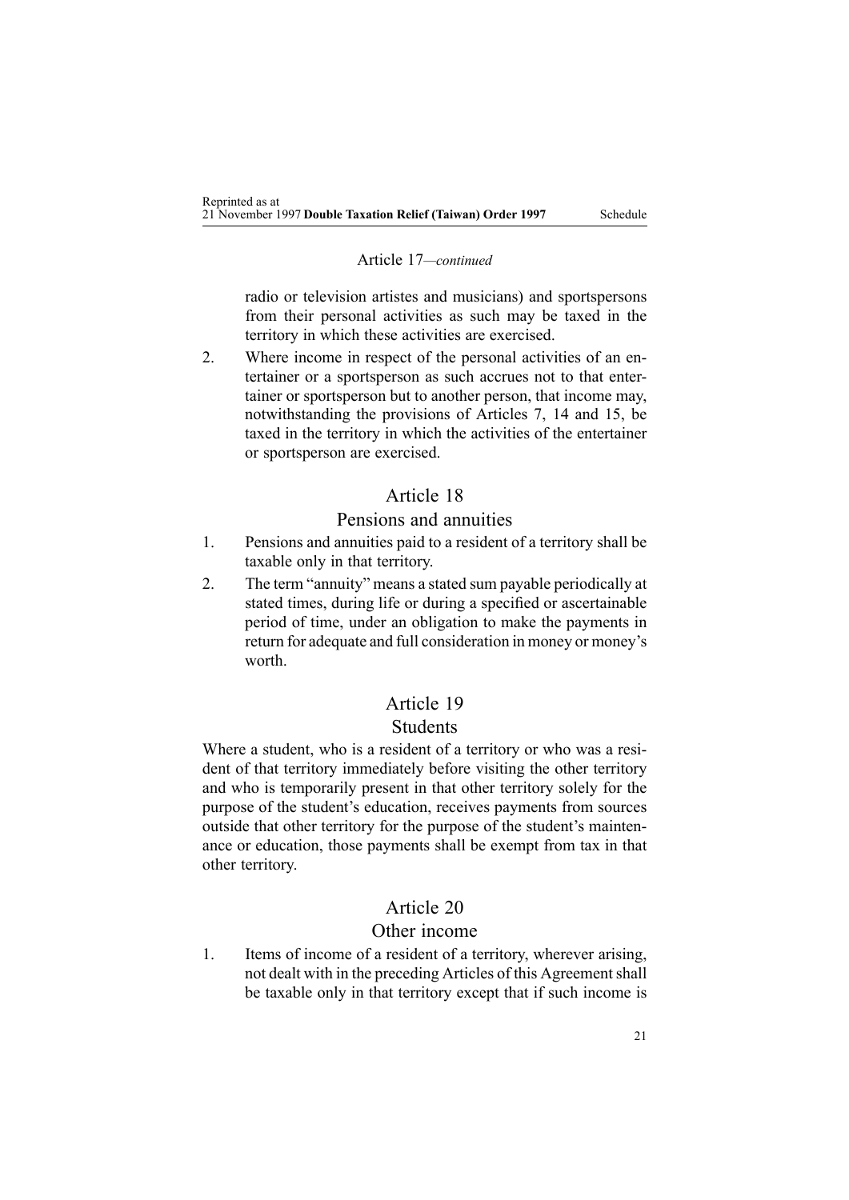Article 17—*continued*

radio or television artistes and musicians) and sportspersons from their personal activities as such may be taxed in the territory in which these activities are exercised.

2. Where income in respect of the personal activities of an entertainer or a sportsperson as such accrues not to that entertainer or sportsperson but to another person, that income may, notwithstanding the provisions of Articles 7, 14 and 15, be taxed in the territory in which the activities of the entertainer or sportsperson are exercised.

## Article 18

## Pensions and annuities

1. Pensions and annuities paid to a resident of a territory shall be taxable only in that territory.
2. The term "annuity" means a stated sum payable periodically at stated times, during life or during a specified or ascertainable period of time, under an obligation to make the payments in return for adequate and full consideration in money or money's worth.

## Article 19

## Students

Where a student, who is a resident of a territory or who was a resident of that territory immediately before visiting the other territory and who is temporarily present in that other territory solely for the purpose of the student's education, receives payments from sources outside that other territory for the purpose of the student's maintenance or education, those payments shall be exempt from tax in that other territory.

## Article 20

## Other income

1. Items of income of a resident of a territory, wherever arising, not dealt with in the preceding Articles of this Agreement shall be taxable only in that territory except that if such income is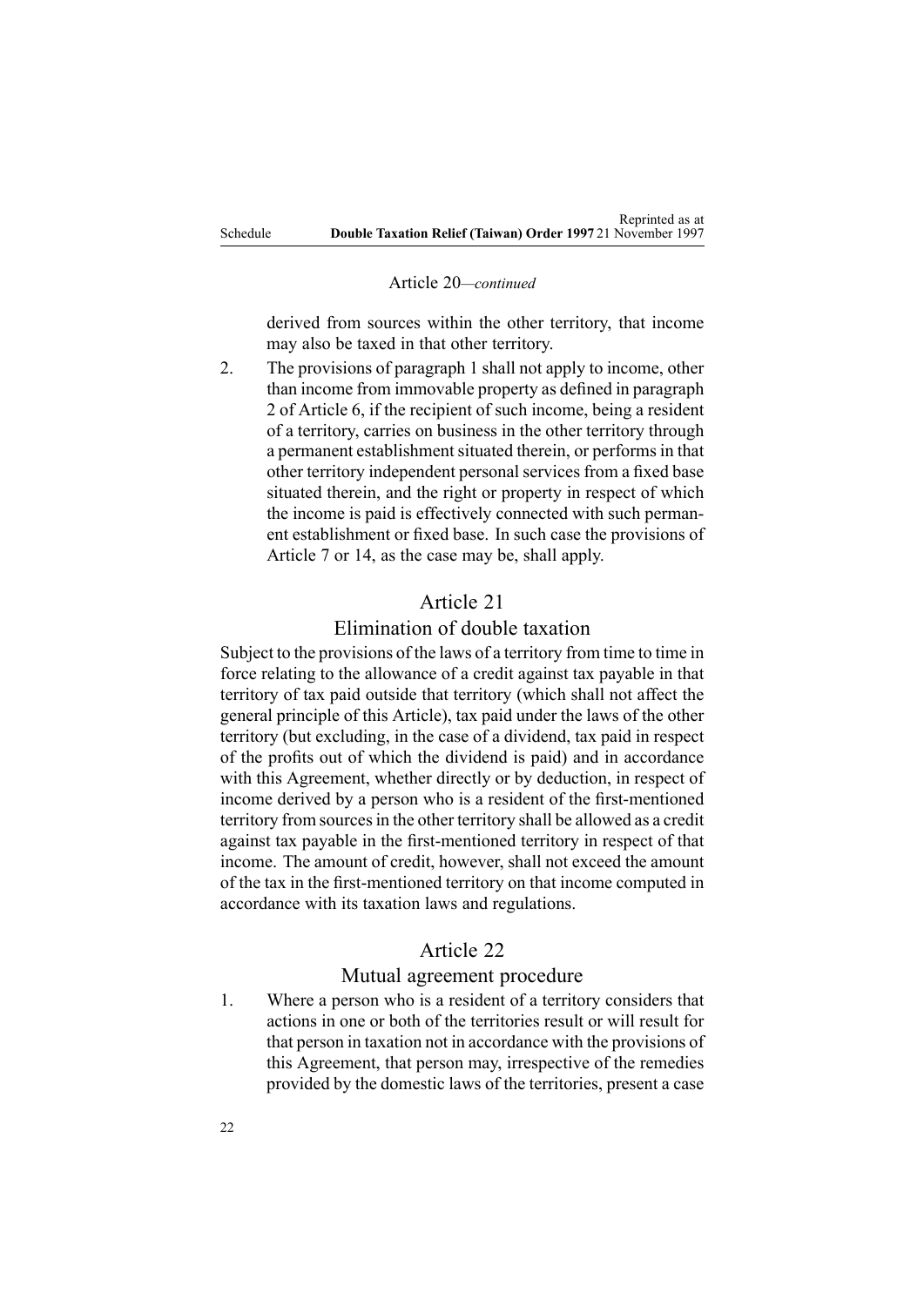Article 20—*continued*

derived from sources within the other territory, that income may also be taxed in that other territory.

2. The provisions of paragraph 1 shall not apply to income, other than income from immovable property as defined in paragraph 2 of Article 6, if the recipient of such income, being a resident of a territory, carries on business in the other territory through a permanent establishment situated therein, or performs in that other territory independent personal services from a fixed base situated therein, and the right or property in respect of which the income is paid is effectively connected with such permanent establishment or fixed base. In such case the provisions of Article 7 or 14, as the case may be, shall apply.

## Article 21

### Elimination of double taxation

Subject to the provisions of the laws of a territory from time to time in force relating to the allowance of a credit against tax payable in that territory of tax paid outside that territory (which shall not affect the general principle of this Article), tax paid under the laws of the other territory (but excluding, in the case of a dividend, tax paid in respect of the profits out of which the dividend is paid) and in accordance with this Agreement, whether directly or by deduction, in respect of income derived by a person who is a resident of the first-mentioned territory from sources in the other territory shall be allowed as a credit against tax payable in the first-mentioned territory in respect of that income. The amount of credit, however, shall not exceed the amount of the tax in the first-mentioned territory on that income computed in accordance with its taxation laws and regulations.

## Article 22

### Mutual agreement procedure

1. Where a person who is a resident of a territory considers that actions in one or both of the territories result or will result for that person in taxation not in accordance with the provisions of this Agreement, that person may, irrespective of the remedies provided by the domestic laws of the territories, present a case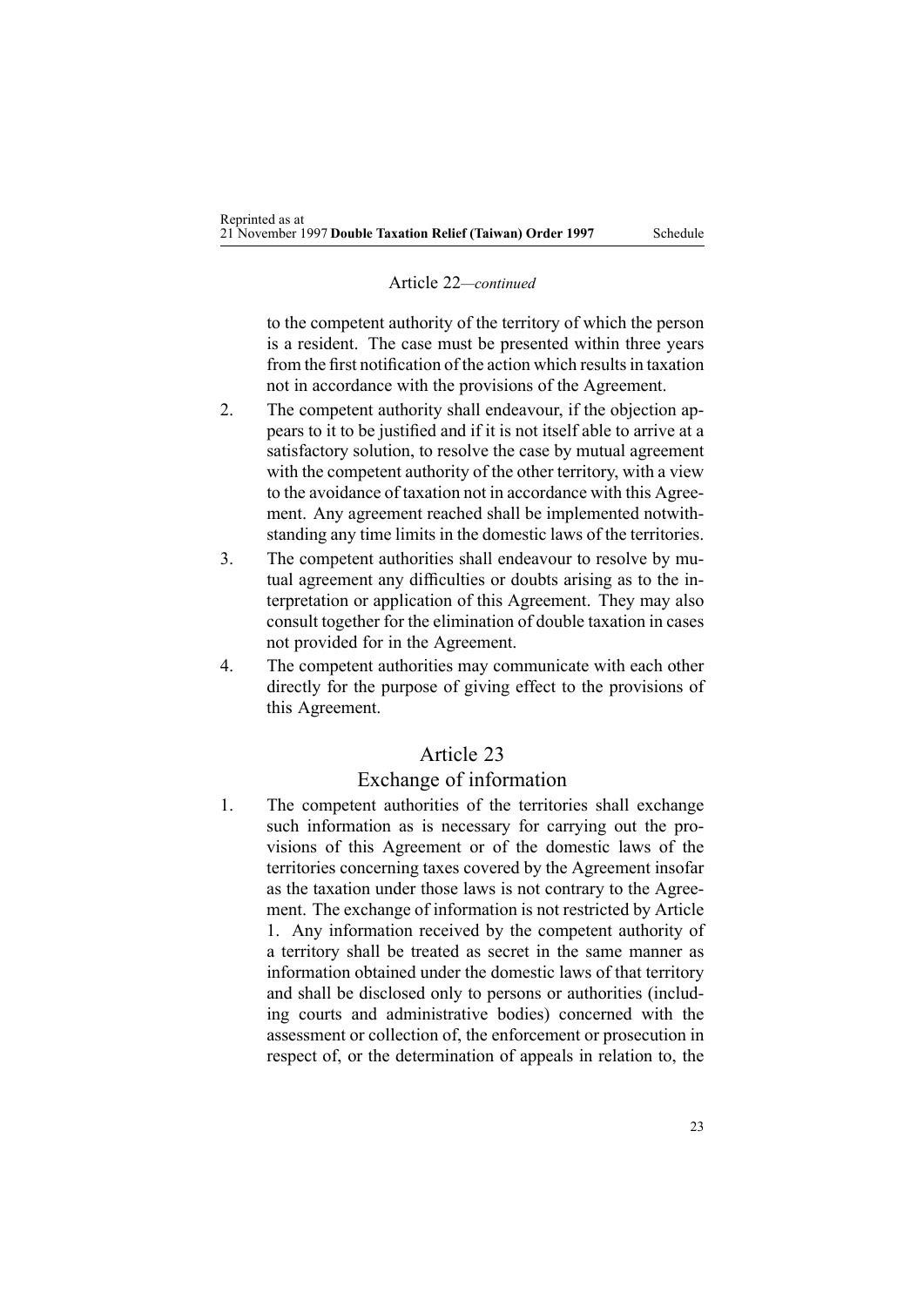Article 22—*continued*

to the competent authority of the territory of which the person is a resident. The case must be presented within three years from the first notification of the action which results in taxation not in accordance with the provisions of the Agreement.

2. The competent authority shall endeavour, if the objection appears to it to be justified and if it is not itself able to arrive at a satisfactory solution, to resolve the case by mutual agreement with the competent authority of the other territory, with a view to the avoidance of taxation not in accordance with this Agreement. Any agreement reached shall be implemented notwithstanding any time limits in the domestic laws of the territories.

3. The competent authorities shall endeavour to resolve by mutual agreement any difficulties or doubts arising as to the interpretation or application of this Agreement. They may also consult together for the elimination of double taxation in cases not provided for in the Agreement.

4. The competent authorities may communicate with each other directly for the purpose of giving effect to the provisions of this Agreement.

## Article 23

## Exchange of information

1. The competent authorities of the territories shall exchange such information as is necessary for carrying out the provisions of this Agreement or of the domestic laws of the territories concerning taxes covered by the Agreement insofar as the taxation under those laws is not contrary to the Agreement. The exchange of information is not restricted by Article 1. Any information received by the competent authority of a territory shall be treated as secret in the same manner as information obtained under the domestic laws of that territory and shall be disclosed only to persons or authorities (including courts and administrative bodies) concerned with the assessment or collection of, the enforcement or prosecution in respect of, or the determination of appeals in relation to, the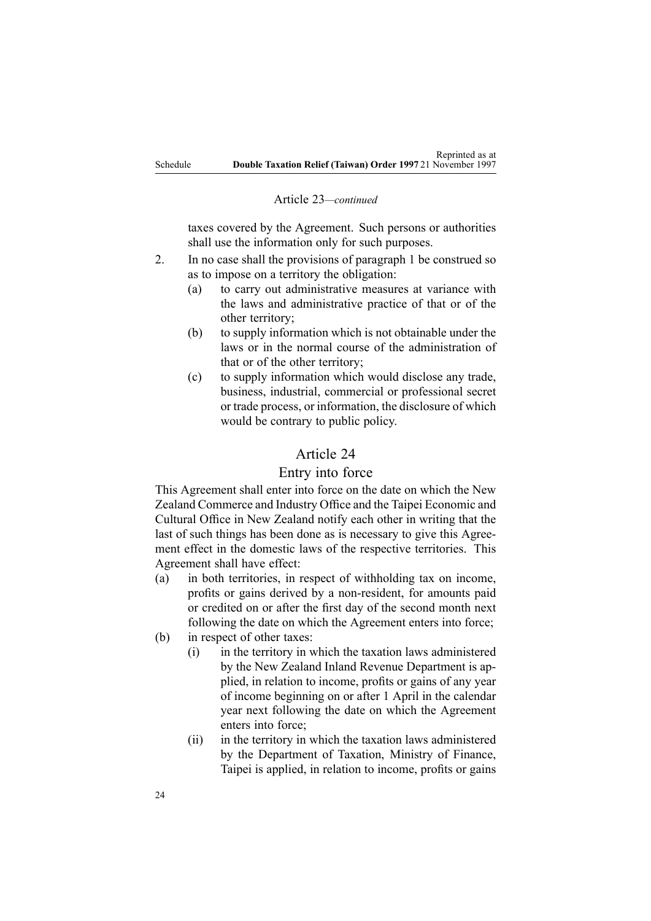Article 23—*continued*

taxes covered by the Agreement. Such persons or authorities shall use the information only for such purposes.

2. In no case shall the provisions of paragraph 1 be construed so as to impose on a territory the obligation:
   - (a) to carry out administrative measures at variance with the laws and administrative practice of that or of the other territory;
   - (b) to supply information which is not obtainable under the laws or in the normal course of the administration of that or of the other territory;
   - (c) to supply information which would disclose any trade, business, industrial, commercial or professional secret or trade process, or information, the disclosure of which would be contrary to public policy.

## Article 24

### Entry into force

This Agreement shall enter into force on the date on which the New Zealand Commerce and Industry Office and the Taipei Economic and Cultural Office in New Zealand notify each other in writing that the last of such things has been done as is necessary to give this Agreement effect in the domestic laws of the respective territories. This Agreement shall have effect:

- (a) in both territories, in respect of withholding tax on income, profits or gains derived by a non-resident, for amounts paid or credited on or after the first day of the second month next following the date on which the Agreement enters into force;
- (b) in respect of other taxes:
  - (i) in the territory in which the taxation laws administered by the New Zealand Inland Revenue Department is applied, in relation to income, profits or gains of any year of income beginning on or after 1 April in the calendar year next following the date on which the Agreement enters into force;
  - (ii) in the territory in which the taxation laws administered by the Department of Taxation, Ministry of Finance, Taipei is applied, in relation to income, profits or gains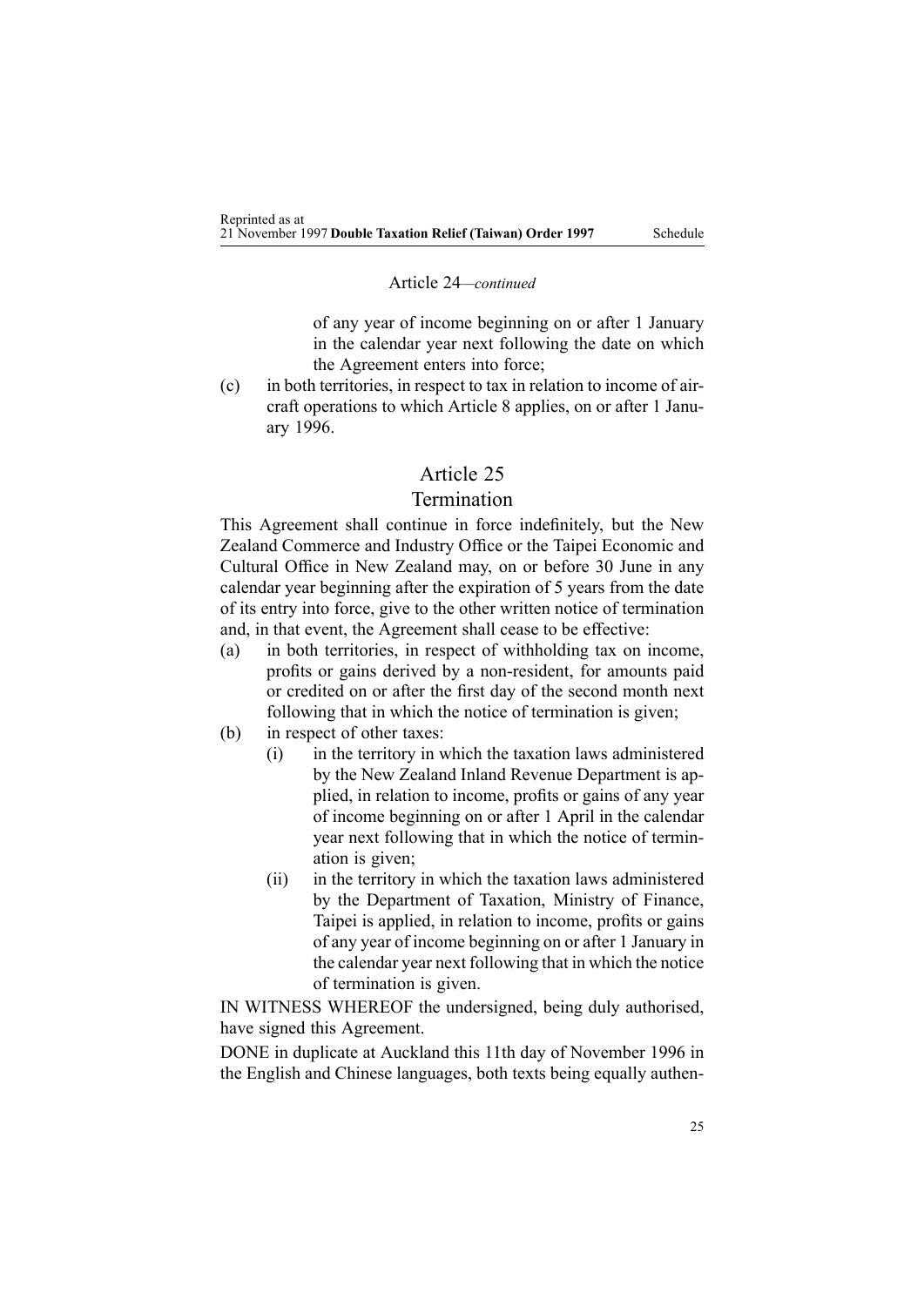Article 24—*continued*

of any year of income beginning on or after 1 January in the calendar year next following the date on which the Agreement enters into force;

(c) in both territories, in respect to tax in relation to income of aircraft operations to which Article 8 applies, on or after 1 January 1996.

## Article 25
## Termination

This Agreement shall continue in force indefinitely, but the New Zealand Commerce and Industry Office or the Taipei Economic and Cultural Office in New Zealand may, on or before 30 June in any calendar year beginning after the expiration of 5 years from the date of its entry into force, give to the other written notice of termination and, in that event, the Agreement shall cease to be effective:

(a) in both territories, in respect of withholding tax on income, profits or gains derived by a non-resident, for amounts paid or credited on or after the first day of the second month next following that in which the notice of termination is given;

(b) in respect of other taxes:

   (i) in the territory in which the taxation laws administered by the New Zealand Inland Revenue Department is applied, in relation to income, profits or gains of any year of income beginning on or after 1 April in the calendar year next following that in which the notice of termination is given;

   (ii) in the territory in which the taxation laws administered by the Department of Taxation, Ministry of Finance, Taipei is applied, in relation to income, profits or gains of any year of income beginning on or after 1 January in the calendar year next following that in which the notice of termination is given.

IN WITNESS WHEREOF the undersigned, being duly authorised, have signed this Agreement.

DONE in duplicate at Auckland this 11th day of November 1996 in the English and Chinese languages, both texts being equally authen-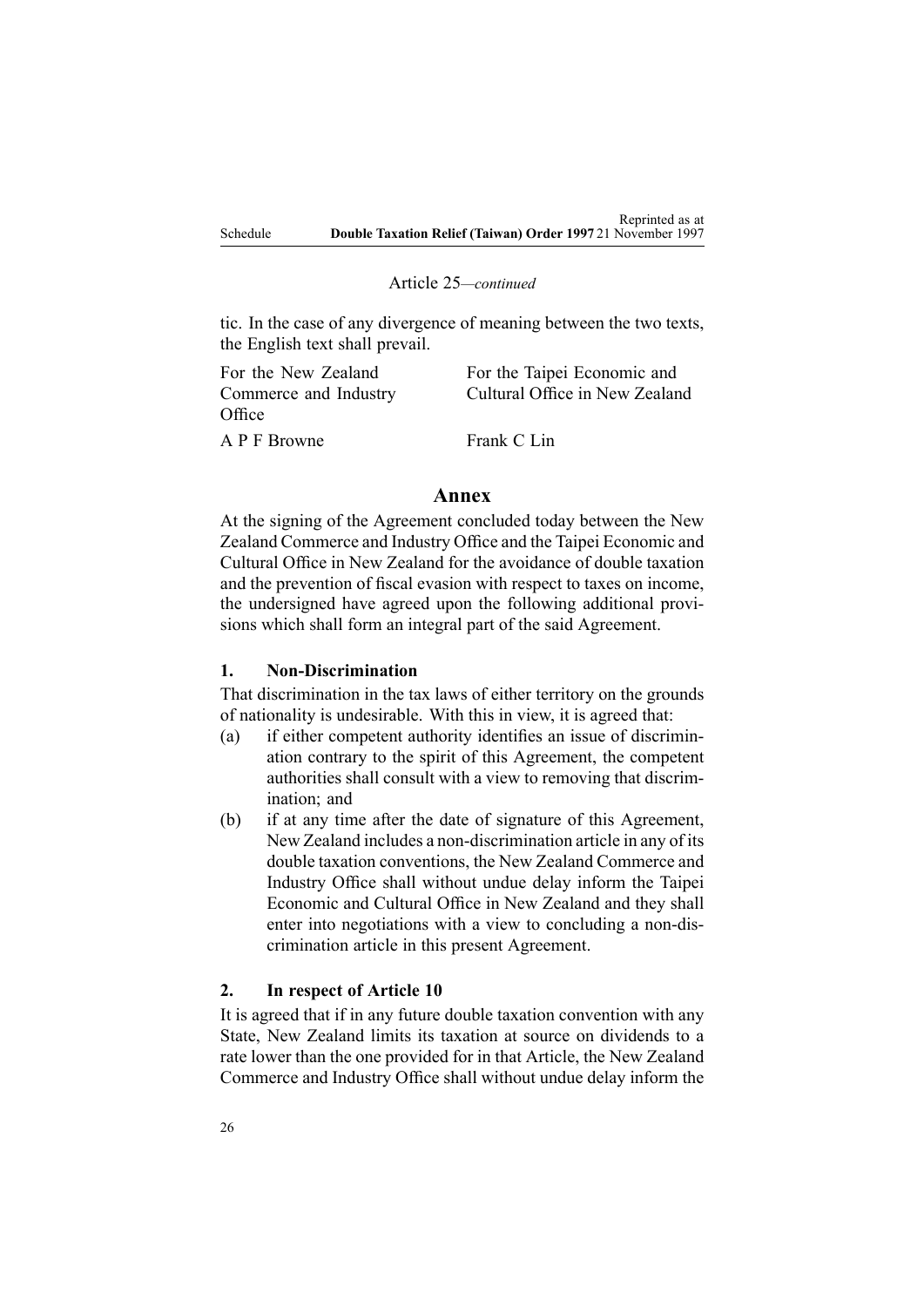Article 25—*continued*

tic. In the case of any divergence of meaning between the two texts, the English text shall prevail.

| For the New Zealand Commerce and Industry Office | For the Taipei Economic and Cultural Office in New Zealand |
| --- | --- |
| A P F Browne | Frank C Lin |

## Annex

At the signing of the Agreement concluded today between the New Zealand Commerce and Industry Office and the Taipei Economic and Cultural Office in New Zealand for the avoidance of double taxation and the prevention of fiscal evasion with respect to taxes on income, the undersigned have agreed upon the following additional provisions which shall form an integral part of the said Agreement.

### 1. Non-Discrimination

That discrimination in the tax laws of either territory on the grounds of nationality is undesirable. With this in view, it is agreed that:

(a) if either competent authority identifies an issue of discrimination contrary to the spirit of this Agreement, the competent authorities shall consult with a view to removing that discrimination; and

(b) if at any time after the date of signature of this Agreement, New Zealand includes a non-discrimination article in any of its double taxation conventions, the New Zealand Commerce and Industry Office shall without undue delay inform the Taipei Economic and Cultural Office in New Zealand and they shall enter into negotiations with a view to concluding a non-discrimination article in this present Agreement.

### 2. In respect of Article 10

It is agreed that if in any future double taxation convention with any State, New Zealand limits its taxation at source on dividends to a rate lower than the one provided for in that Article, the New Zealand Commerce and Industry Office shall without undue delay inform the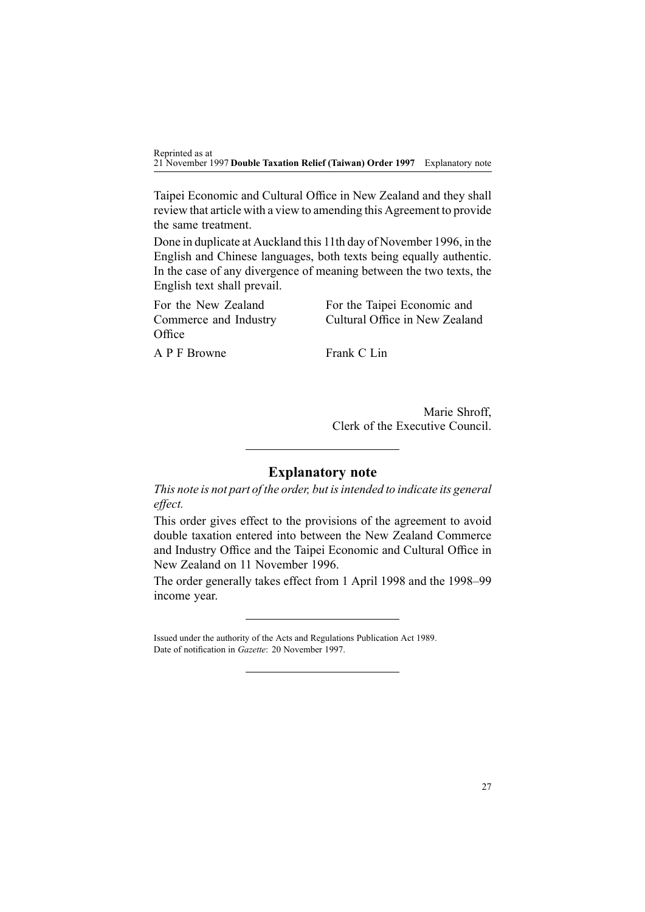Taipei Economic and Cultural Office in New Zealand and they shall review that article with a view to amending this Agreement to provide the same treatment.

Done in duplicate at Auckland this 11th day of November 1996, in the English and Chinese languages, both texts being equally authentic. In the case of any divergence of meaning between the two texts, the English text shall prevail.

| For the New Zealand Commerce and Industry Office | For the Taipei Economic and Cultural Office in New Zealand |
| --- | --- |
| A P F Browne | Frank C Lin |

Marie Shroff,
Clerk of the Executive Council.

## Explanatory note

*This note is not part of the order, but is intended to indicate its general effect.*

This order gives effect to the provisions of the agreement to avoid double taxation entered into between the New Zealand Commerce and Industry Office and the Taipei Economic and Cultural Office in New Zealand on 11 November 1996.

The order generally takes effect from 1 April 1998 and the 1998–99 income year.

Issued under the authority of the Acts and Regulations Publication Act 1989.
Date of notification in *Gazette*: 20 November 1997.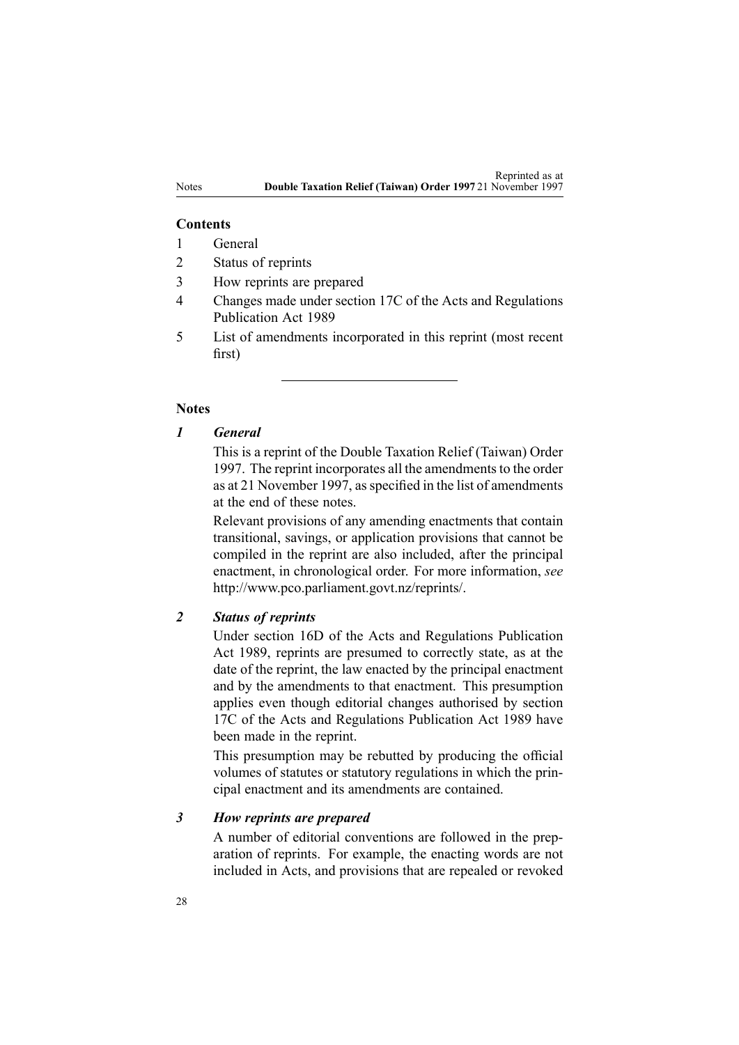**Contents**

1 General

2 Status of reprints

3 How reprints are prepared

4 Changes made under section 17C of the Acts and Regulations Publication Act 1989

5 List of amendments incorporated in this reprint (most recent first)

---

## Notes

### *1 General*

This is a reprint of the Double Taxation Relief (Taiwan) Order 1997. The reprint incorporates all the amendments to the order as at 21 November 1997, as specified in the list of amendments at the end of these notes.

Relevant provisions of any amending enactments that contain transitional, savings, or application provisions that cannot be compiled in the reprint are also included, after the principal enactment, in chronological order. For more information, *see* http://www.pco.parliament.govt.nz/reprints/.

### *2 Status of reprints*

Under section 16D of the Acts and Regulations Publication Act 1989, reprints are presumed to correctly state, as at the date of the reprint, the law enacted by the principal enactment and by the amendments to that enactment. This presumption applies even though editorial changes authorised by section 17C of the Acts and Regulations Publication Act 1989 have been made in the reprint.

This presumption may be rebutted by producing the official volumes of statutes or statutory regulations in which the principal enactment and its amendments are contained.

### *3 How reprints are prepared*

A number of editorial conventions are followed in the preparation of reprints. For example, the enacting words are not included in Acts, and provisions that are repealed or revoked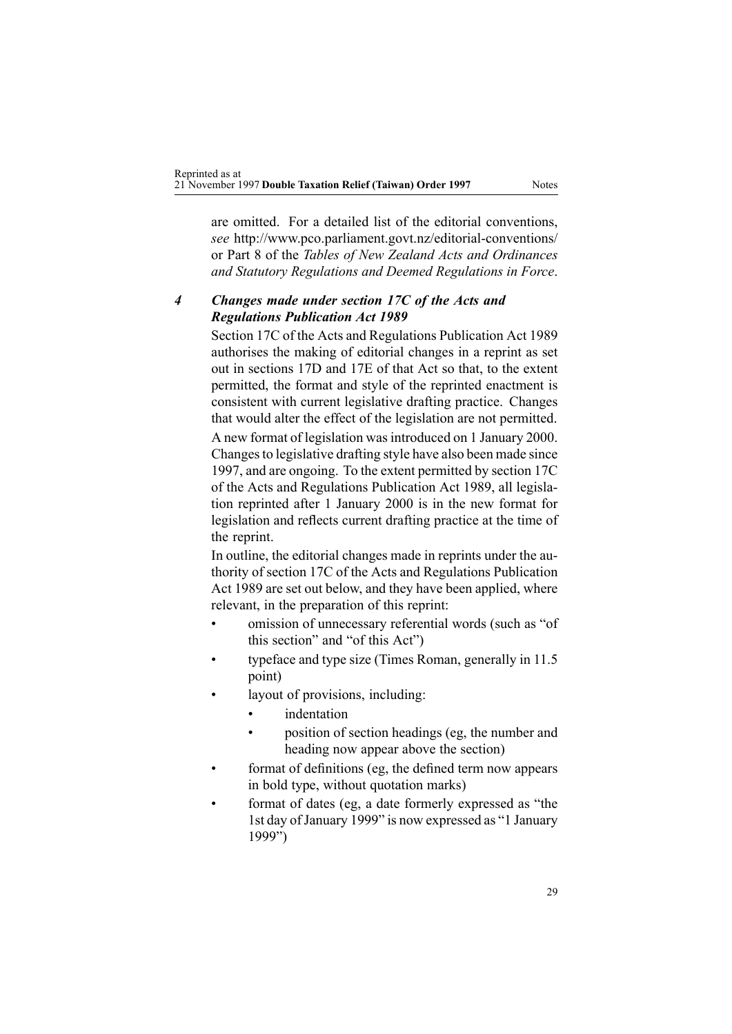are omitted. For a detailed list of the editorial conventions, *see* http://www.pco.parliament.govt.nz/editorial-conventions/ or Part 8 of the *Tables of New Zealand Acts and Ordinances and Statutory Regulations and Deemed Regulations in Force*.

### *4 Changes made under section 17C of the Acts and Regulations Publication Act 1989*

Section 17C of the Acts and Regulations Publication Act 1989 authorises the making of editorial changes in a reprint as set out in sections 17D and 17E of that Act so that, to the extent permitted, the format and style of the reprinted enactment is consistent with current legislative drafting practice. Changes that would alter the effect of the legislation are not permitted.

A new format of legislation was introduced on 1 January 2000. Changes to legislative drafting style have also been made since 1997, and are ongoing. To the extent permitted by section 17C of the Acts and Regulations Publication Act 1989, all legislation reprinted after 1 January 2000 is in the new format for legislation and reflects current drafting practice at the time of the reprint.

In outline, the editorial changes made in reprints under the authority of section 17C of the Acts and Regulations Publication Act 1989 are set out below, and they have been applied, where relevant, in the preparation of this reprint:

- omission of unnecessary referential words (such as "of this section" and "of this Act")
- typeface and type size (Times Roman, generally in 11.5 point)
- layout of provisions, including:
  - indentation
  - position of section headings (eg, the number and heading now appear above the section)
- format of definitions (eg, the defined term now appears in bold type, without quotation marks)
- format of dates (eg, a date formerly expressed as "the 1st day of January 1999" is now expressed as "1 January 1999")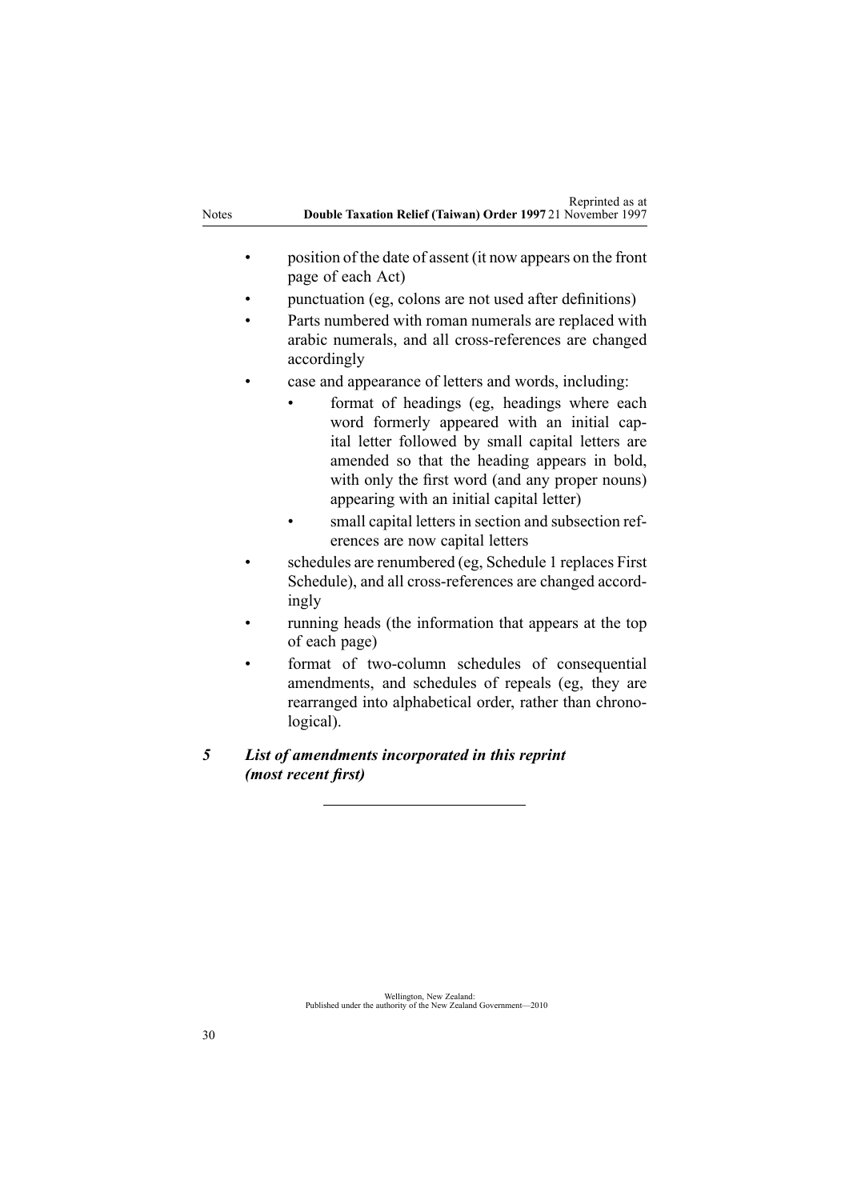- position of the date of assent (it now appears on the front page of each Act)
- punctuation (eg, colons are not used after definitions)
- Parts numbered with roman numerals are replaced with arabic numerals, and all cross-references are changed accordingly
- case and appearance of letters and words, including:
  - format of headings (eg, headings where each word formerly appeared with an initial capital letter followed by small capital letters are amended so that the heading appears in bold, with only the first word (and any proper nouns) appearing with an initial capital letter)
  - small capital letters in section and subsection references are now capital letters
- schedules are renumbered (eg, Schedule 1 replaces First Schedule), and all cross-references are changed accordingly
- running heads (the information that appears at the top of each page)
- format of two-column schedules of consequential amendments, and schedules of repeals (eg, they are rearranged into alphabetical order, rather than chronological).

### *5 List of amendments incorporated in this reprint (most recent first)*

---

Wellington, New Zealand:
Published under the authority of the New Zealand Government—2010